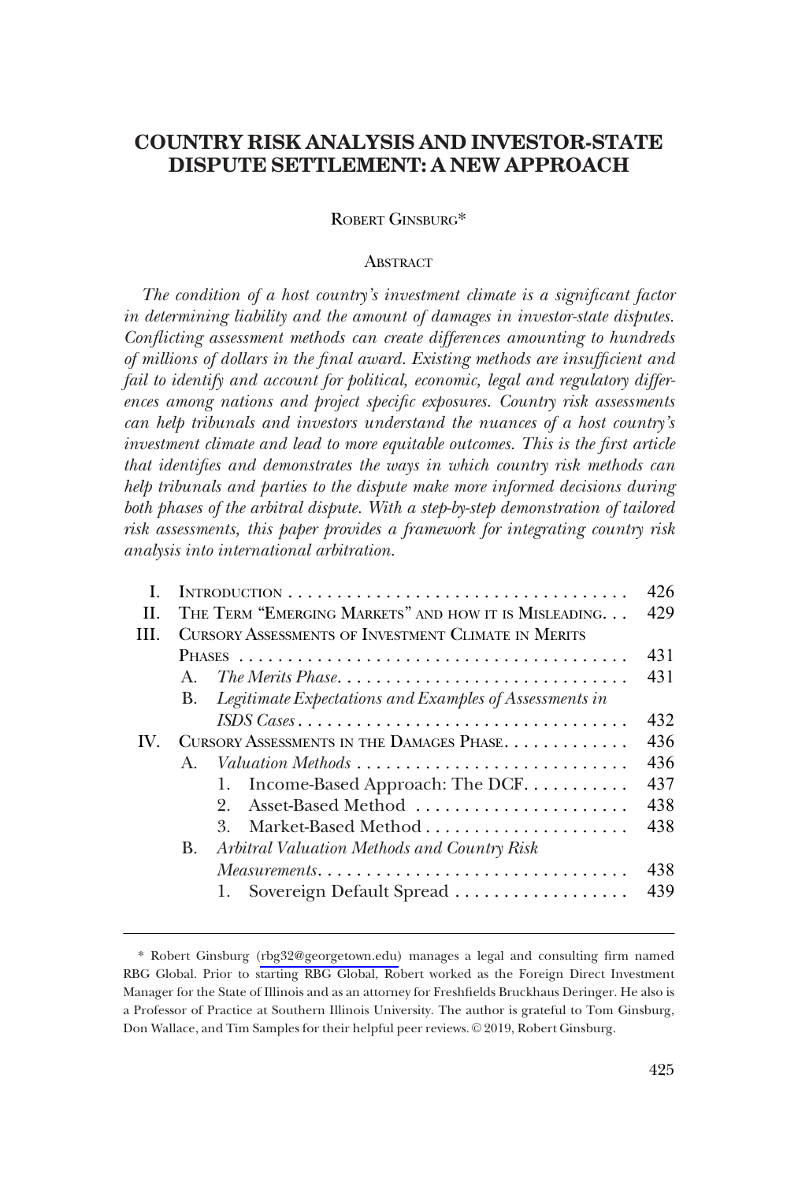# COUNTRY RISK ANALYSIS AND INVESTOR-STATE DISPUTE SETTLEMENT: A NEW APPROACH

ROBERT GINSBURG*

## ABSTRACT

*The condition of a host country's investment climate is a significant factor in determining liability and the amount of damages in investor-state disputes. Conflicting assessment methods can create differences amounting to hundreds of millions of dollars in the final award. Existing methods are insufficient and fail to identify and account for political, economic, legal and regulatory differences among nations and project specific exposures. Country risk assessments can help tribunals and investors understand the nuances of a host country's investment climate and lead to more equitable outcomes. This is the first article that identifies and demonstrates the ways in which country risk methods can help tribunals and parties to the dispute make more informed decisions during both phases of the arbitral dispute. With a step-by-step demonstration of tailored risk assessments, this paper provides a framework for integrating country risk analysis into international arbitration.*

- I. INTRODUCTION . . . . . . . . . . . . . . . . . . . . . . . . . . . . . . . . . . . . 426
- II. THE TERM "EMERGING MARKETS" AND HOW IT IS MISLEADING. . . 429
- III. CURSORY ASSESSMENTS OF INVESTMENT CLIMATE IN MERITS PHASES . . . . . . . . . . . . . . . . . . . . . . . . . . . . . . . . . . . . . . . . 431
  - A. *The Merits Phase*. . . . . . . . . . . . . . . . . . . . . . . . . . . . . . 431
  - B. *Legitimate Expectations and Examples of Assessments in ISDS Cases* . . . . . . . . . . . . . . . . . . . . . . . . . . . . . . . . . . 432
- IV. CURSORY ASSESSMENTS IN THE DAMAGES PHASE. . . . . . . . . . . . . 436
  - A. *Valuation Methods* . . . . . . . . . . . . . . . . . . . . . . . . . . . . 436
    1. Income-Based Approach: The DCF. . . . . . . . . . . 437
    2. Asset-Based Method . . . . . . . . . . . . . . . . . . . . . . 438
    3. Market-Based Method . . . . . . . . . . . . . . . . . . . . . 438
  - B. *Arbitral Valuation Methods and Country Risk Measurements*. . . . . . . . . . . . . . . . . . . . . . . . . . . . . . . . . 438
    1. Sovereign Default Spread . . . . . . . . . . . . . . . . . . 439

---

\* Robert Ginsburg (rbg32@georgetown.edu) manages a legal and consulting firm named RBG Global. Prior to starting RBG Global, Robert worked as the Foreign Direct Investment Manager for the State of Illinois and as an attorney for Freshfields Bruckhaus Deringer. He also is a Professor of Practice at Southern Illinois University. The author is grateful to Tom Ginsburg, Don Wallace, and Tim Samples for their helpful peer reviews. © 2019, Robert Ginsburg.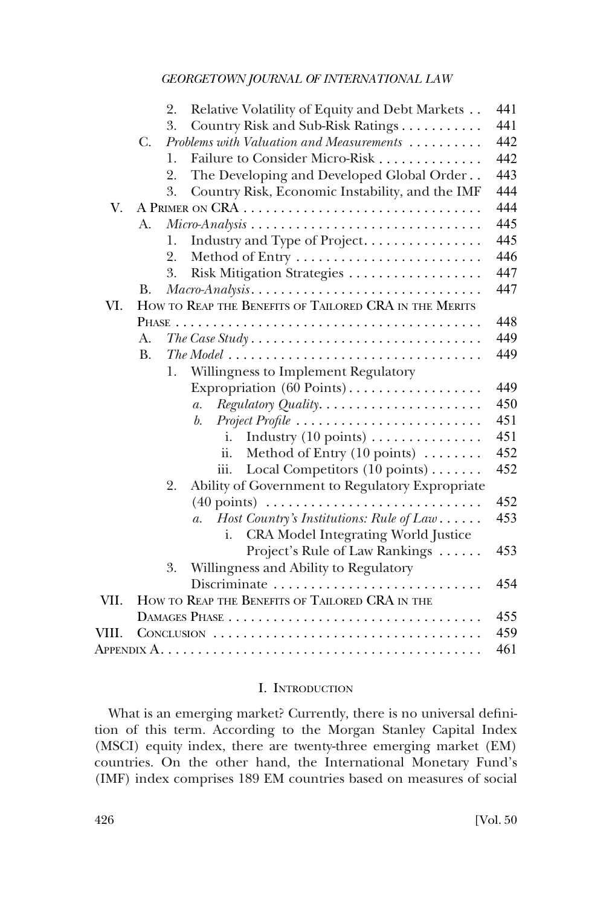2. Relative Volatility of Equity and Debt Markets . . 441
3. Country Risk and Sub-Risk Ratings . . . . . . . . . . . 441

C. *Problems with Valuation and Measurements* . . . . . . . . . . 442
1. Failure to Consider Micro-Risk . . . . . . . . . . . . . . 442
2. The Developing and Developed Global Order . . 443
3. Country Risk, Economic Instability, and the IMF 444

V. A Primer on CRA . . . . . . . . . . . . . . . . . . . . . . . . . . . . . . . . 444

A. *Micro-Analysis* . . . . . . . . . . . . . . . . . . . . . . . . . . . . . . . 445
1. Industry and Type of Project. . . . . . . . . . . . . . . . 445
2. Method of Entry . . . . . . . . . . . . . . . . . . . . . . . . . 446
3. Risk Mitigation Strategies . . . . . . . . . . . . . . . . . . 447

B. *Macro-Analysis*. . . . . . . . . . . . . . . . . . . . . . . . . . . . . . . 447

VI. How to Reap the Benefits of Tailored CRA in the Merits Phase . . . . . . . . . . . . . . . . . . . . . . . . . . . . . . . . . . . . . . . . . . 448

A. *The Case Study* . . . . . . . . . . . . . . . . . . . . . . . . . . . . . . 449

B. *The Model* . . . . . . . . . . . . . . . . . . . . . . . . . . . . . . . . . . 449
1. Willingness to Implement Regulatory Expropriation (60 Points) . . . . . . . . . . . . . . . . . . 449
   a. *Regulatory Quality*. . . . . . . . . . . . . . . . . . . . . . 450
   b. *Project Profile* . . . . . . . . . . . . . . . . . . . . . . . . . 451
      i. Industry (10 points) . . . . . . . . . . . . . . . 451
      ii. Method of Entry (10 points) . . . . . . . . 452
      iii. Local Competitors (10 points) . . . . . . . 452
2. Ability of Government to Regulatory Expropriate (40 points) . . . . . . . . . . . . . . . . . . . . . . . . . . . . . 452
   a. *Host Country's Institutions: Rule of Law* . . . . . . 453
      i. CRA Model Integrating World Justice Project's Rule of Law Rankings . . . . . . 453
3. Willingness and Ability to Regulatory Discriminate . . . . . . . . . . . . . . . . . . . . . . . . . . . . 454

VII. How to Reap the Benefits of Tailored CRA in the Damages Phase . . . . . . . . . . . . . . . . . . . . . . . . . . . . . . . . . . 455

VIII. Conclusion . . . . . . . . . . . . . . . . . . . . . . . . . . . . . . . . . . . . 459

Appendix A. . . . . . . . . . . . . . . . . . . . . . . . . . . . . . . . . . . . . . . . . . 461

## I. Introduction

What is an emerging market? Currently, there is no universal definition of this term. According to the Morgan Stanley Capital Index (MSCI) equity index, there are twenty-three emerging market (EM) countries. On the other hand, the International Monetary Fund's (IMF) index comprises 189 EM countries based on measures of social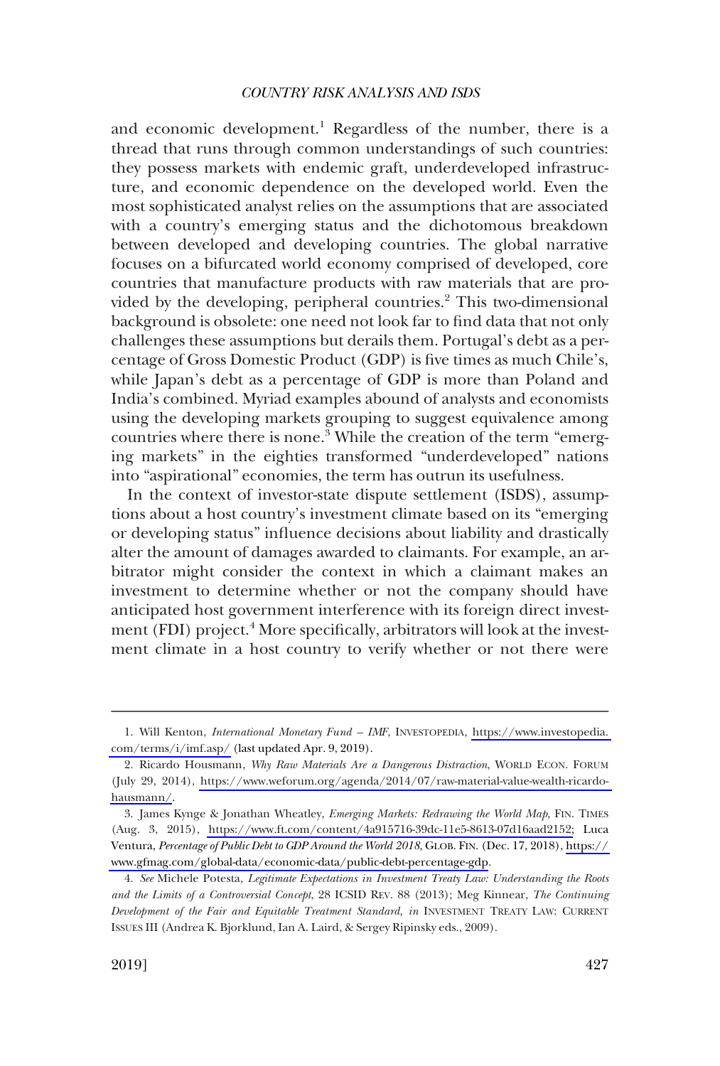and economic development.[1] Regardless of the number, there is a thread that runs through common understandings of such countries: they possess markets with endemic graft, underdeveloped infrastructure, and economic dependence on the developed world. Even the most sophisticated analyst relies on the assumptions that are associated with a country's emerging status and the dichotomous breakdown between developed and developing countries. The global narrative focuses on a bifurcated world economy comprised of developed, core countries that manufacture products with raw materials that are provided by the developing, peripheral countries.[2] This two-dimensional background is obsolete: one need not look far to find data that not only challenges these assumptions but derails them. Portugal's debt as a percentage of Gross Domestic Product (GDP) is five times as much Chile's, while Japan's debt as a percentage of GDP is more than Poland and India's combined. Myriad examples abound of analysts and economists using the developing markets grouping to suggest equivalence among countries where there is none.[3] While the creation of the term "emerging markets" in the eighties transformed "underdeveloped" nations into "aspirational" economies, the term has outrun its usefulness.

In the context of investor-state dispute settlement (ISDS), assumptions about a host country's investment climate based on its "emerging or developing status" influence decisions about liability and drastically alter the amount of damages awarded to claimants. For example, an arbitrator might consider the context in which a claimant makes an investment to determine whether or not the company should have anticipated host government interference with its foreign direct investment (FDI) project.[4] More specifically, arbitrators will look at the investment climate in a host country to verify whether or not there were

---

1. Will Kenton, *International Monetary Fund – IMF*, INVESTOPEDIA, https://www.investopedia.com/terms/i/imf.asp/ (last updated Apr. 9, 2019).

2. Ricardo Housmann, *Why Raw Materials Are a Dangerous Distraction*, WORLD ECON. FORUM (July 29, 2014), https://www.weforum.org/agenda/2014/07/raw-material-value-wealth-ricardo-hausmann/.

3. James Kynge & Jonathan Wheatley, *Emerging Markets: Redrawing the World Map*, FIN. TIMES (Aug. 3, 2015), https://www.ft.com/content/4a915716-39dc-11e5-8613-07d16aad2152; Luca Ventura, *Percentage of Public Debt to GDP Around the World 2018*, GLOB. FIN. (Dec. 17, 2018), https://www.gfmag.com/global-data/economic-data/public-debt-percentage-gdp.

4. *See* Michele Potesta, *Legitimate Expectations in Investment Treaty Law: Understanding the Roots and the Limits of a Controversial Concept*, 28 ICSID REV. 88 (2013); Meg Kinnear, *The Continuing Development of the Fair and Equitable Treatment Standard, in* INVESTMENT TREATY LAW: CURRENT ISSUES III (Andrea K. Bjorklund, Ian A. Laird, & Sergey Ripinsky eds., 2009).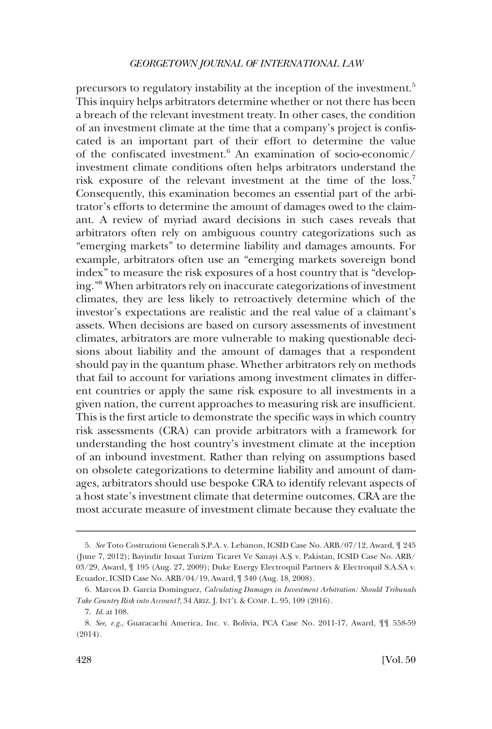precursors to regulatory instability at the inception of the investment.[5] This inquiry helps arbitrators determine whether or not there has been a breach of the relevant investment treaty. In other cases, the condition of an investment climate at the time that a company's project is confiscated is an important part of their effort to determine the value of the confiscated investment.[6] An examination of socio-economic/investment climate conditions often helps arbitrators understand the risk exposure of the relevant investment at the time of the loss.[7] Consequently, this examination becomes an essential part of the arbitrator's efforts to determine the amount of damages owed to the claimant. A review of myriad award decisions in such cases reveals that arbitrators often rely on ambiguous country categorizations such as "emerging markets" to determine liability and damages amounts. For example, arbitrators often use an "emerging markets sovereign bond index" to measure the risk exposures of a host country that is "developing."[8] When arbitrators rely on inaccurate categorizations of investment climates, they are less likely to retroactively determine which of the investor's expectations are realistic and the real value of a claimant's assets. When decisions are based on cursory assessments of investment climates, arbitrators are more vulnerable to making questionable decisions about liability and the amount of damages that a respondent should pay in the quantum phase. Whether arbitrators rely on methods that fail to account for variations among investment climates in different countries or apply the same risk exposure to all investments in a given nation, the current approaches to measuring risk are insufficient. This is the first article to demonstrate the specific ways in which country risk assessments (CRA) can provide arbitrators with a framework for understanding the host country's investment climate at the inception of an inbound investment. Rather than relying on assumptions based on obsolete categorizations to determine liability and amount of damages, arbitrators should use bespoke CRA to identify relevant aspects of a host state's investment climate that determine outcomes. CRA are the most accurate measure of investment climate because they evaluate the

---

5. *See* Toto Costruzioni Generali S.P.A. v. Lebanon, ICSID Case No. ARB/07/12, Award, ¶ 245 (June 7, 2012); Bayindir Insaat Turizm Ticaret Ve Sanayi A.Ş. v. Pakistan, ICSID Case No. ARB/03/29, Award, ¶ 195 (Aug. 27, 2009); Duke Energy Electroquil Partners & Electroquil S.A.SA v. Ecuador, ICSID Case No. ARB/04/19, Award, ¶ 340 (Aug. 18, 2008).

6. Marcos D. Garcia Dominguez, *Calculating Damages in Investment Arbitration: Should Tribunals Take Country Risk into Account?*, 34 ARIZ. J. INT'L & COMP. L. 95, 109 (2016).

7. *Id.* at 108.

8. *See, e.g.*, Guaracachi America, Inc. v. Bolivia, PCA Case No. 2011-17, Award, ¶¶ 558-59 (2014).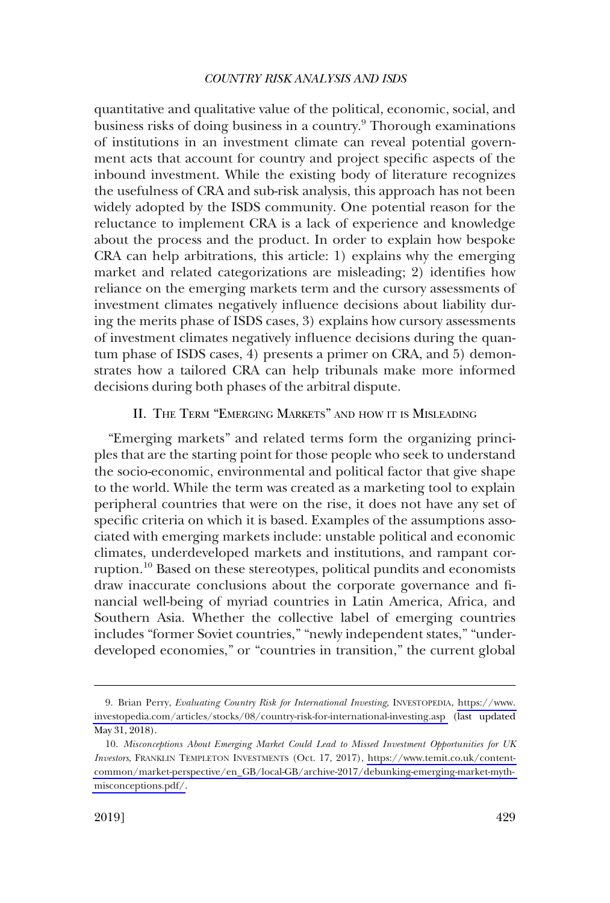quantitative and qualitative value of the political, economic, social, and business risks of doing business in a country.[9] Thorough examinations of institutions in an investment climate can reveal potential government acts that account for country and project specific aspects of the inbound investment. While the existing body of literature recognizes the usefulness of CRA and sub-risk analysis, this approach has not been widely adopted by the ISDS community. One potential reason for the reluctance to implement CRA is a lack of experience and knowledge about the process and the product. In order to explain how bespoke CRA can help arbitrations, this article: 1) explains why the emerging market and related categorizations are misleading; 2) identifies how reliance on the emerging markets term and the cursory assessments of investment climates negatively influence decisions about liability during the merits phase of ISDS cases, 3) explains how cursory assessments of investment climates negatively influence decisions during the quantum phase of ISDS cases, 4) presents a primer on CRA, and 5) demonstrates how a tailored CRA can help tribunals make more informed decisions during both phases of the arbitral dispute.

## II. The Term "Emerging Markets" and how it is Misleading

"Emerging markets" and related terms form the organizing principles that are the starting point for those people who seek to understand the socio-economic, environmental and political factor that give shape to the world. While the term was created as a marketing tool to explain peripheral countries that were on the rise, it does not have any set of specific criteria on which it is based. Examples of the assumptions associated with emerging markets include: unstable political and economic climates, underdeveloped markets and institutions, and rampant corruption.[10] Based on these stereotypes, political pundits and economists draw inaccurate conclusions about the corporate governance and financial well-being of myriad countries in Latin America, Africa, and Southern Asia. Whether the collective label of emerging countries includes "former Soviet countries," "newly independent states," "underdeveloped economies," or "countries in transition," the current global

---

9. Brian Perry, *Evaluating Country Risk for International Investing*, INVESTOPEDIA, https://www.investopedia.com/articles/stocks/08/country-risk-for-international-investing.asp (last updated May 31, 2018).

10. *Misconceptions About Emerging Market Could Lead to Missed Investment Opportunities for UK Investors*, FRANKLIN TEMPLETON INVESTMENTS (Oct. 17, 2017), https://www.temit.co.uk/content-common/market-perspective/en_GB/local-GB/archive-2017/debunking-emerging-market-myth-misconceptions.pdf/.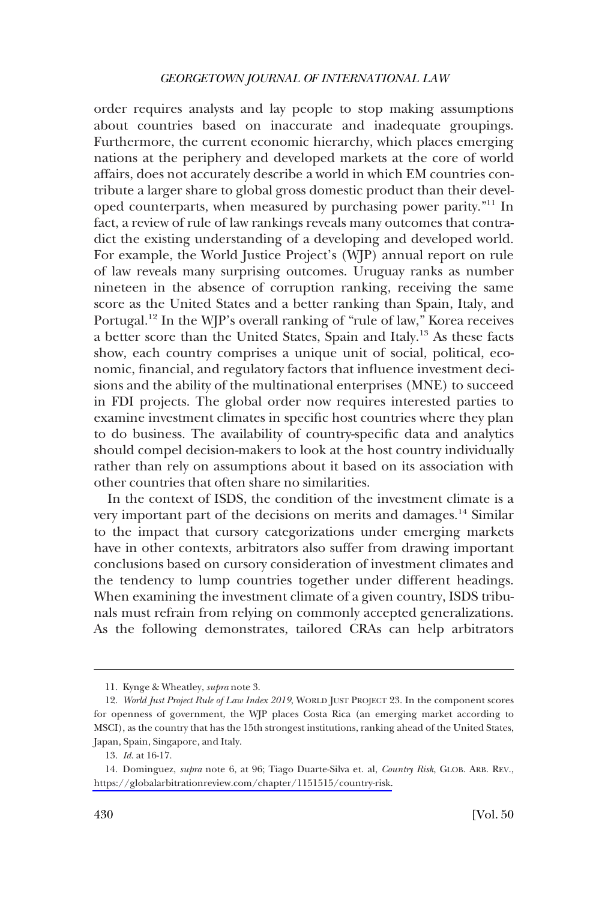order requires analysts and lay people to stop making assumptions about countries based on inaccurate and inadequate groupings. Furthermore, the current economic hierarchy, which places emerging nations at the periphery and developed markets at the core of world affairs, does not accurately describe a world in which EM countries contribute a larger share to global gross domestic product than their developed counterparts, when measured by purchasing power parity."[11] In fact, a review of rule of law rankings reveals many outcomes that contradict the existing understanding of a developing and developed world. For example, the World Justice Project's (WJP) annual report on rule of law reveals many surprising outcomes. Uruguay ranks as number nineteen in the absence of corruption ranking, receiving the same score as the United States and a better ranking than Spain, Italy, and Portugal.[12] In the WJP's overall ranking of "rule of law," Korea receives a better score than the United States, Spain and Italy.[13] As these facts show, each country comprises a unique unit of social, political, economic, financial, and regulatory factors that influence investment decisions and the ability of the multinational enterprises (MNE) to succeed in FDI projects. The global order now requires interested parties to examine investment climates in specific host countries where they plan to do business. The availability of country-specific data and analytics should compel decision-makers to look at the host country individually rather than rely on assumptions about it based on its association with other countries that often share no similarities.

In the context of ISDS, the condition of the investment climate is a very important part of the decisions on merits and damages.[14] Similar to the impact that cursory categorizations under emerging markets have in other contexts, arbitrators also suffer from drawing important conclusions based on cursory consideration of investment climates and the tendency to lump countries together under different headings. When examining the investment climate of a given country, ISDS tribunals must refrain from relying on commonly accepted generalizations. As the following demonstrates, tailored CRAs can help arbitrators

---

11. Kynge & Wheatley, *supra* note 3.

12. *World Just Project Rule of Law Index 2019*, WORLD JUST PROJECT 23. In the component scores for openness of government, the WJP places Costa Rica (an emerging market according to MSCI), as the country that has the 15th strongest institutions, ranking ahead of the United States, Japan, Spain, Singapore, and Italy.

13. *Id.* at 16-17.

14. Dominguez, *supra* note 6, at 96; Tiago Duarte-Silva et. al, *Country Risk*, GLOB. ARB. REV., https://globalarbitrationreview.com/chapter/1151515/country-risk.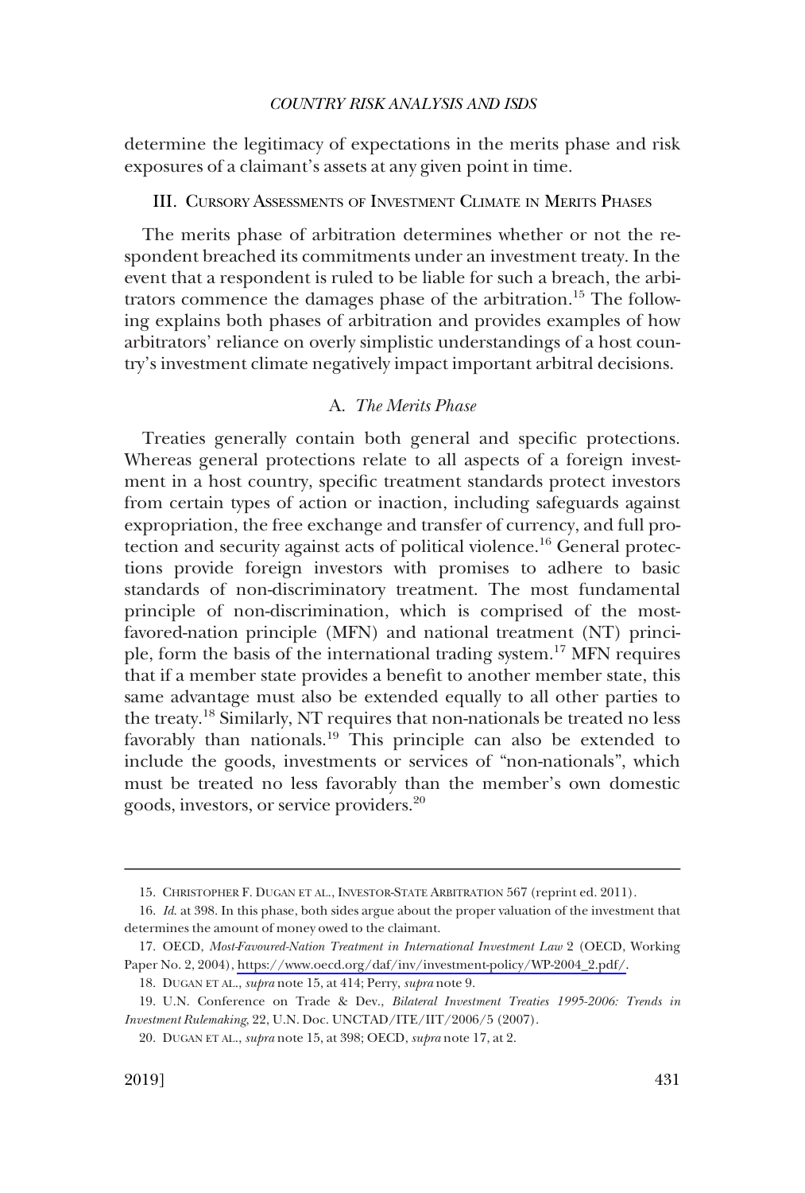determine the legitimacy of expectations in the merits phase and risk exposures of a claimant's assets at any given point in time.

## III. Cursory Assessments of Investment Climate in Merits Phases

The merits phase of arbitration determines whether or not the respondent breached its commitments under an investment treaty. In the event that a respondent is ruled to be liable for such a breach, the arbitrators commence the damages phase of the arbitration.[15] The following explains both phases of arbitration and provides examples of how arbitrators' reliance on overly simplistic understandings of a host country's investment climate negatively impact important arbitral decisions.

### A. *The Merits Phase*

Treaties generally contain both general and specific protections. Whereas general protections relate to all aspects of a foreign investment in a host country, specific treatment standards protect investors from certain types of action or inaction, including safeguards against expropriation, the free exchange and transfer of currency, and full protection and security against acts of political violence.[16] General protections provide foreign investors with promises to adhere to basic standards of non-discriminatory treatment. The most fundamental principle of non-discrimination, which is comprised of the most-favored-nation principle (MFN) and national treatment (NT) principle, form the basis of the international trading system.[17] MFN requires that if a member state provides a benefit to another member state, this same advantage must also be extended equally to all other parties to the treaty.[18] Similarly, NT requires that non-nationals be treated no less favorably than nationals.[19] This principle can also be extended to include the goods, investments or services of "non-nationals", which must be treated no less favorably than the member's own domestic goods, investors, or service providers.[20]

---

15. Christopher F. Dugan et al., Investor-State Arbitration 567 (reprint ed. 2011).

16. *Id.* at 398. In this phase, both sides argue about the proper valuation of the investment that determines the amount of money owed to the claimant.

17. OECD, *Most-Favoured-Nation Treatment in International Investment Law* 2 (OECD, Working Paper No. 2, 2004), https://www.oecd.org/daf/inv/investment-policy/WP-2004_2.pdf/.

18. Dugan et al., *supra* note 15, at 414; Perry, *supra* note 9.

19. U.N. Conference on Trade & Dev., *Bilateral Investment Treaties 1995-2006: Trends in Investment Rulemaking*, 22, U.N. Doc. UNCTAD/ITE/IIT/2006/5 (2007).

20. Dugan et al., *supra* note 15, at 398; OECD, *supra* note 17, at 2.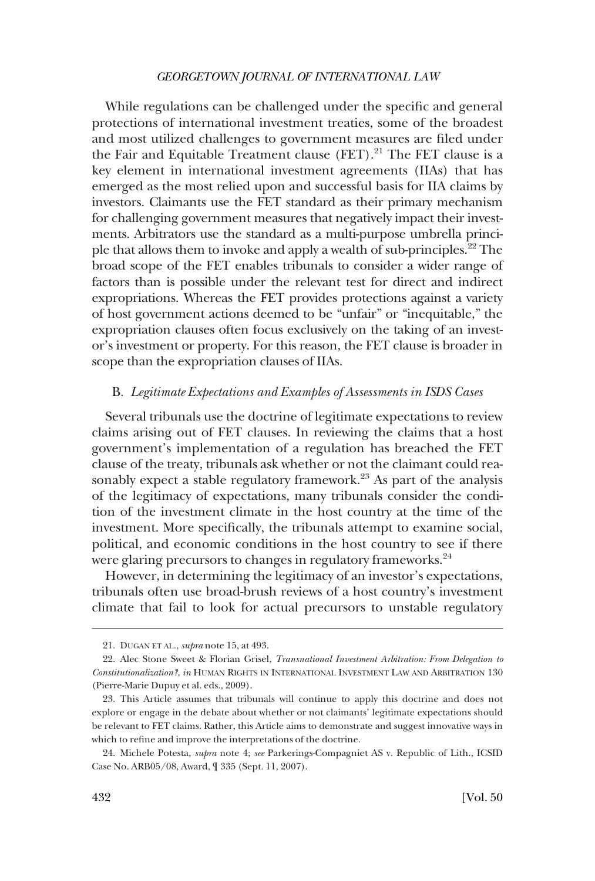While regulations can be challenged under the specific and general protections of international investment treaties, some of the broadest and most utilized challenges to government measures are filed under the Fair and Equitable Treatment clause (FET).[21] The FET clause is a key element in international investment agreements (IIAs) that has emerged as the most relied upon and successful basis for IIA claims by investors. Claimants use the FET standard as their primary mechanism for challenging government measures that negatively impact their investments. Arbitrators use the standard as a multi-purpose umbrella principle that allows them to invoke and apply a wealth of sub-principles.[22] The broad scope of the FET enables tribunals to consider a wider range of factors than is possible under the relevant test for direct and indirect expropriations. Whereas the FET provides protections against a variety of host government actions deemed to be "unfair" or "inequitable," the expropriation clauses often focus exclusively on the taking of an investor's investment or property. For this reason, the FET clause is broader in scope than the expropriation clauses of IIAs.

### B. *Legitimate Expectations and Examples of Assessments in ISDS Cases*

Several tribunals use the doctrine of legitimate expectations to review claims arising out of FET clauses. In reviewing the claims that a host government's implementation of a regulation has breached the FET clause of the treaty, tribunals ask whether or not the claimant could reasonably expect a stable regulatory framework.[23] As part of the analysis of the legitimacy of expectations, many tribunals consider the condition of the investment climate in the host country at the time of the investment. More specifically, the tribunals attempt to examine social, political, and economic conditions in the host country to see if there were glaring precursors to changes in regulatory frameworks.[24]

However, in determining the legitimacy of an investor's expectations, tribunals often use broad-brush reviews of a host country's investment climate that fail to look for actual precursors to unstable regulatory

---

21. DUGAN ET AL., *supra* note 15, at 493.

22. Alec Stone Sweet & Florian Grisel, *Transnational Investment Arbitration: From Delegation to Constitutionalization?*, *in* HUMAN RIGHTS IN INTERNATIONAL INVESTMENT LAW AND ARBITRATION 130 (Pierre-Marie Dupuy et al. eds., 2009).

23. This Article assumes that tribunals will continue to apply this doctrine and does not explore or engage in the debate about whether or not claimants' legitimate expectations should be relevant to FET claims. Rather, this Article aims to demonstrate and suggest innovative ways in which to refine and improve the interpretations of the doctrine.

24. Michele Potesta, *supra* note 4; *see* Parkerings-Compagniet AS v. Republic of Lith., ICSID Case No. ARB05/08, Award, ¶ 335 (Sept. 11, 2007).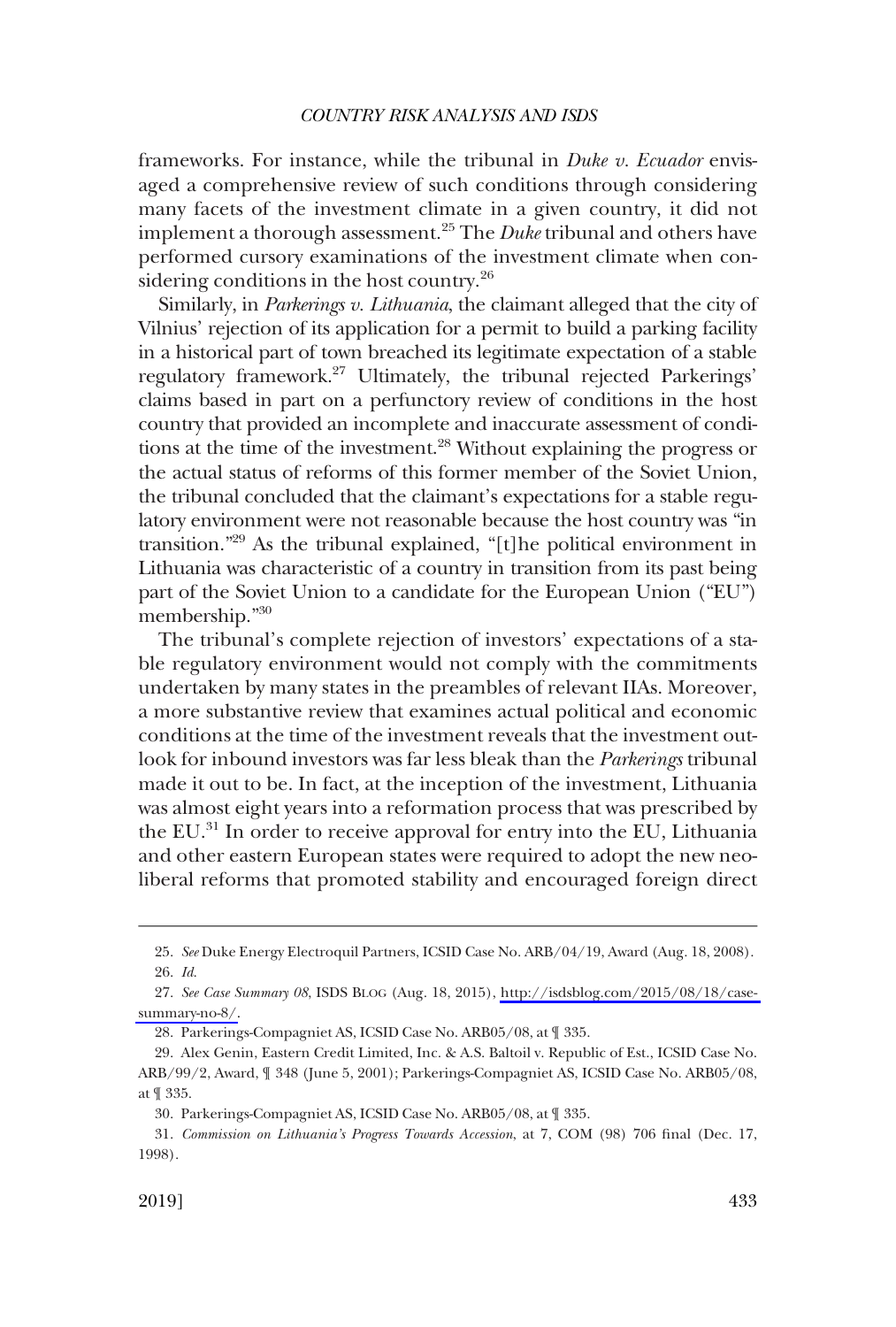frameworks. For instance, while the tribunal in *Duke v. Ecuador* envisaged a comprehensive review of such conditions through considering many facets of the investment climate in a given country, it did not implement a thorough assessment.[25] The *Duke* tribunal and others have performed cursory examinations of the investment climate when considering conditions in the host country.[26]

Similarly, in *Parkerings v. Lithuania*, the claimant alleged that the city of Vilnius' rejection of its application for a permit to build a parking facility in a historical part of town breached its legitimate expectation of a stable regulatory framework.[27] Ultimately, the tribunal rejected Parkerings' claims based in part on a perfunctory review of conditions in the host country that provided an incomplete and inaccurate assessment of conditions at the time of the investment.[28] Without explaining the progress or the actual status of reforms of this former member of the Soviet Union, the tribunal concluded that the claimant's expectations for a stable regulatory environment were not reasonable because the host country was "in transition."[29] As the tribunal explained, "[t]he political environment in Lithuania was characteristic of a country in transition from its past being part of the Soviet Union to a candidate for the European Union ("EU") membership."[30]

The tribunal's complete rejection of investors' expectations of a stable regulatory environment would not comply with the commitments undertaken by many states in the preambles of relevant IIAs. Moreover, a more substantive review that examines actual political and economic conditions at the time of the investment reveals that the investment outlook for inbound investors was far less bleak than the *Parkerings* tribunal made it out to be. In fact, at the inception of the investment, Lithuania was almost eight years into a reformation process that was prescribed by the EU.[31] In order to receive approval for entry into the EU, Lithuania and other eastern European states were required to adopt the new neoliberal reforms that promoted stability and encouraged foreign direct

---

25. *See* Duke Energy Electroquil Partners, ICSID Case No. ARB/04/19, Award (Aug. 18, 2008).

26. *Id.*

27. *See Case Summary 08*, ISDS BLOG (Aug. 18, 2015), http://isdsblog.com/2015/08/18/case-summary-no-8/.

28. Parkerings-Compagniet AS, ICSID Case No. ARB05/08, at ¶ 335.

29. Alex Genin, Eastern Credit Limited, Inc. & A.S. Baltoil v. Republic of Est., ICSID Case No. ARB/99/2, Award, ¶ 348 (June 5, 2001); Parkerings-Compagniet AS, ICSID Case No. ARB05/08, at ¶ 335.

30. Parkerings-Compagniet AS, ICSID Case No. ARB05/08, at ¶ 335.

31. *Commission on Lithuania's Progress Towards Accession*, at 7, COM (98) 706 final (Dec. 17, 1998).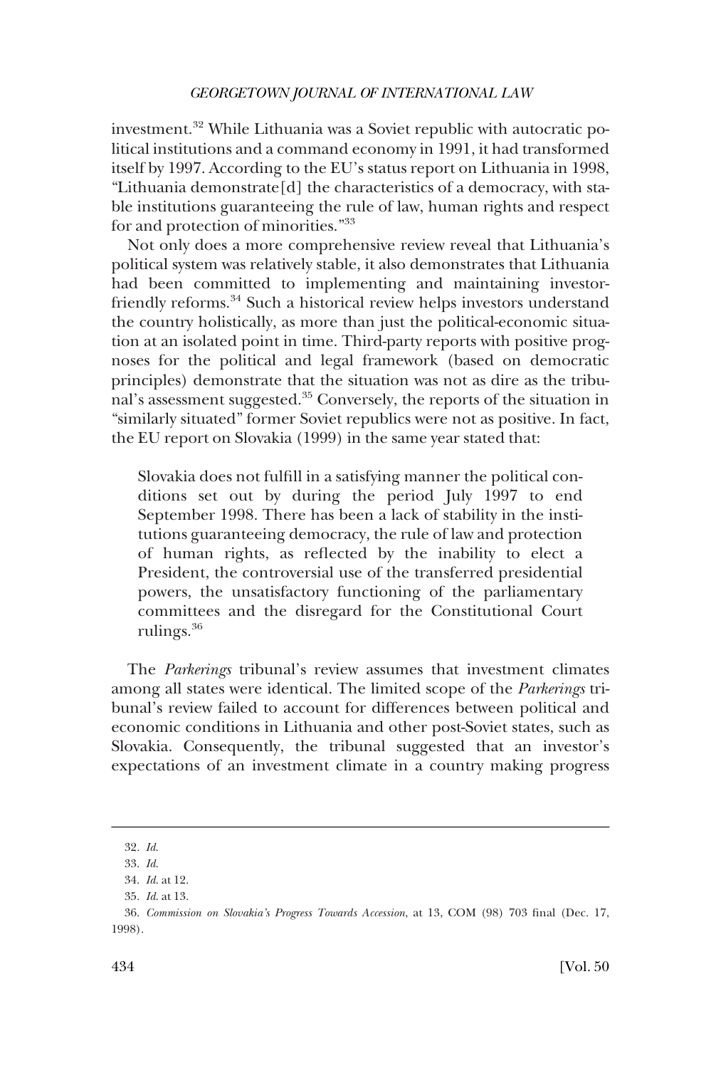investment.[32] While Lithuania was a Soviet republic with autocratic political institutions and a command economy in 1991, it had transformed itself by 1997. According to the EU's status report on Lithuania in 1998, "Lithuania demonstrate[d] the characteristics of a democracy, with stable institutions guaranteeing the rule of law, human rights and respect for and protection of minorities."[33]

Not only does a more comprehensive review reveal that Lithuania's political system was relatively stable, it also demonstrates that Lithuania had been committed to implementing and maintaining investor-friendly reforms.[34] Such a historical review helps investors understand the country holistically, as more than just the political-economic situation at an isolated point in time. Third-party reports with positive prognoses for the political and legal framework (based on democratic principles) demonstrate that the situation was not as dire as the tribunal's assessment suggested.[35] Conversely, the reports of the situation in "similarly situated" former Soviet republics were not as positive. In fact, the EU report on Slovakia (1999) in the same year stated that:

> Slovakia does not fulfill in a satisfying manner the political conditions set out by during the period July 1997 to end September 1998. There has been a lack of stability in the institutions guaranteeing democracy, the rule of law and protection of human rights, as reflected by the inability to elect a President, the controversial use of the transferred presidential powers, the unsatisfactory functioning of the parliamentary committees and the disregard for the Constitutional Court rulings.[36]

The *Parkerings* tribunal's review assumes that investment climates among all states were identical. The limited scope of the *Parkerings* tribunal's review failed to account for differences between political and economic conditions in Lithuania and other post-Soviet states, such as Slovakia. Consequently, the tribunal suggested that an investor's expectations of an investment climate in a country making progress

---

32. *Id.*

33. *Id.*

34. *Id.* at 12.

35. *Id.* at 13.

36. *Commission on Slovakia's Progress Towards Accession*, at 13, COM (98) 703 final (Dec. 17, 1998).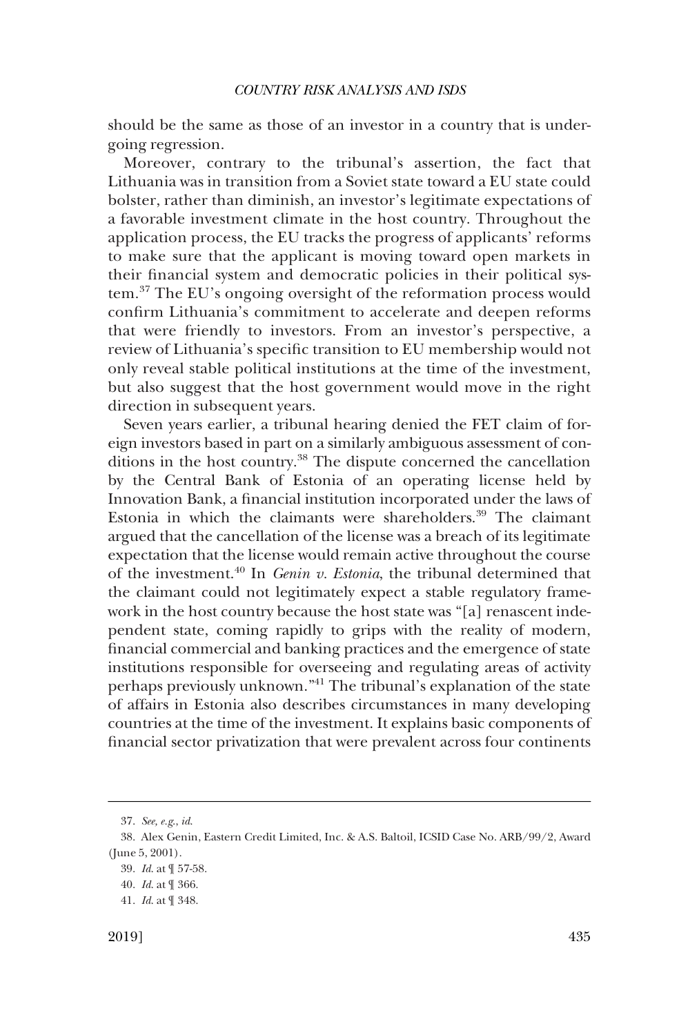should be the same as those of an investor in a country that is undergoing regression.

Moreover, contrary to the tribunal's assertion, the fact that Lithuania was in transition from a Soviet state toward a EU state could bolster, rather than diminish, an investor's legitimate expectations of a favorable investment climate in the host country. Throughout the application process, the EU tracks the progress of applicants' reforms to make sure that the applicant is moving toward open markets in their financial system and democratic policies in their political system.[37] The EU's ongoing oversight of the reformation process would confirm Lithuania's commitment to accelerate and deepen reforms that were friendly to investors. From an investor's perspective, a review of Lithuania's specific transition to EU membership would not only reveal stable political institutions at the time of the investment, but also suggest that the host government would move in the right direction in subsequent years.

Seven years earlier, a tribunal hearing denied the FET claim of foreign investors based in part on a similarly ambiguous assessment of conditions in the host country.[38] The dispute concerned the cancellation by the Central Bank of Estonia of an operating license held by Innovation Bank, a financial institution incorporated under the laws of Estonia in which the claimants were shareholders.[39] The claimant argued that the cancellation of the license was a breach of its legitimate expectation that the license would remain active throughout the course of the investment.[40] In *Genin v. Estonia*, the tribunal determined that the claimant could not legitimately expect a stable regulatory framework in the host country because the host state was "[a] renascent independent state, coming rapidly to grips with the reality of modern, financial commercial and banking practices and the emergence of state institutions responsible for overseeing and regulating areas of activity perhaps previously unknown."[41] The tribunal's explanation of the state of affairs in Estonia also describes circumstances in many developing countries at the time of the investment. It explains basic components of financial sector privatization that were prevalent across four continents

---

37. *See, e.g.*, *id.*

38. Alex Genin, Eastern Credit Limited, Inc. & A.S. Baltoil, ICSID Case No. ARB/99/2, Award (June 5, 2001).

39. *Id.* at ¶ 57-58.

40. *Id.* at ¶ 366.

41. *Id.* at ¶ 348.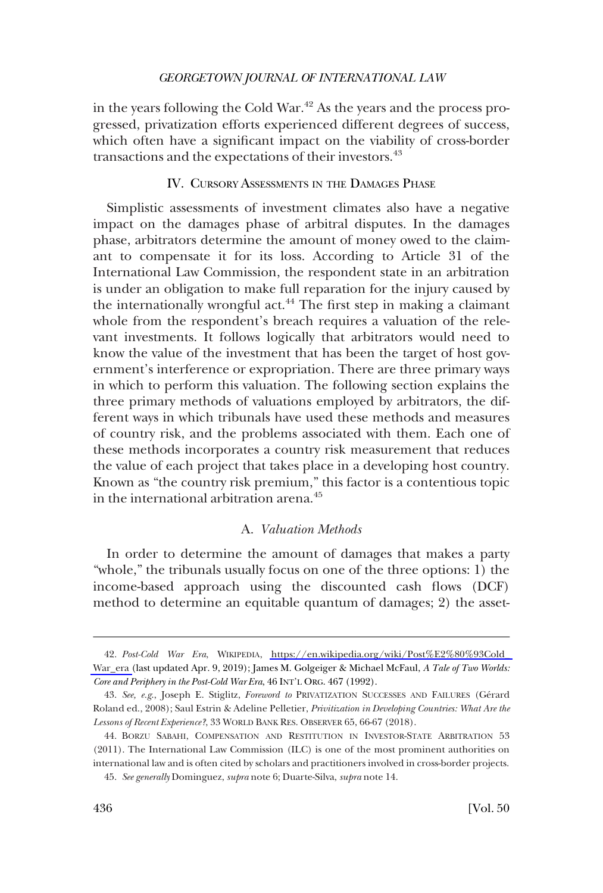in the years following the Cold War.[42] As the years and the process progressed, privatization efforts experienced different degrees of success, which often have a significant impact on the viability of cross-border transactions and the expectations of their investors.[43]

## IV. Cursory Assessments in the Damages Phase

Simplistic assessments of investment climates also have a negative impact on the damages phase of arbitral disputes. In the damages phase, arbitrators determine the amount of money owed to the claimant to compensate it for its loss. According to Article 31 of the International Law Commission, the respondent state in an arbitration is under an obligation to make full reparation for the injury caused by the internationally wrongful act.[44] The first step in making a claimant whole from the respondent's breach requires a valuation of the relevant investments. It follows logically that arbitrators would need to know the value of the investment that has been the target of host government's interference or expropriation. There are three primary ways in which to perform this valuation. The following section explains the three primary methods of valuations employed by arbitrators, the different ways in which tribunals have used these methods and measures of country risk, and the problems associated with them. Each one of these methods incorporates a country risk measurement that reduces the value of each project that takes place in a developing host country. Known as "the country risk premium," this factor is a contentious topic in the international arbitration arena.[45]

### A. *Valuation Methods*

In order to determine the amount of damages that makes a party "whole," the tribunals usually focus on one of the three options: 1) the income-based approach using the discounted cash flows (DCF) method to determine an equitable quantum of damages; 2) the asset-

---

42. *Post-Cold War Era*, Wikipedia, https://en.wikipedia.org/wiki/Post%E2%80%93Cold_War_era (last updated Apr. 9, 2019); James M. Golgeiger & Michael McFaul, *A Tale of Two Worlds: Core and Periphery in the Post-Cold War Era*, 46 Int'l Org. 467 (1992).

43. *See, e.g.*, Joseph E. Stiglitz, *Foreword to* Privatization Successes and Failures (Gérard Roland ed., 2008); Saul Estrin & Adeline Pelletier, *Privitization in Developing Countries: What Are the Lessons of Recent Experience?*, 33 World Bank Res. Observer 65, 66-67 (2018).

44. Borzu Sabahi, Compensation and Restitution in Investor-State Arbitration 53 (2011). The International Law Commission (ILC) is one of the most prominent authorities on international law and is often cited by scholars and practitioners involved in cross-border projects.

45. *See generally* Dominguez, *supra* note 6; Duarte-Silva, *supra* note 14.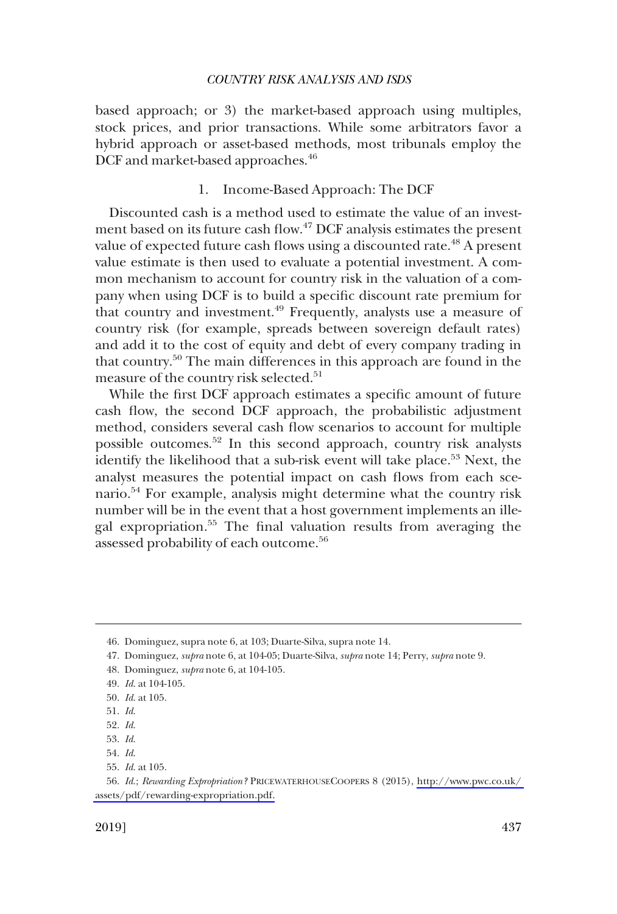based approach; or 3) the market-based approach using multiples, stock prices, and prior transactions. While some arbitrators favor a hybrid approach or asset-based methods, most tribunals employ the DCF and market-based approaches.[46]

### 1. Income-Based Approach: The DCF

Discounted cash is a method used to estimate the value of an investment based on its future cash flow.[47] DCF analysis estimates the present value of expected future cash flows using a discounted rate.[48] A present value estimate is then used to evaluate a potential investment. A common mechanism to account for country risk in the valuation of a company when using DCF is to build a specific discount rate premium for that country and investment.[49] Frequently, analysts use a measure of country risk (for example, spreads between sovereign default rates) and add it to the cost of equity and debt of every company trading in that country.[50] The main differences in this approach are found in the measure of the country risk selected.[51]

While the first DCF approach estimates a specific amount of future cash flow, the second DCF approach, the probabilistic adjustment method, considers several cash flow scenarios to account for multiple possible outcomes.[52] In this second approach, country risk analysts identify the likelihood that a sub-risk event will take place.[53] Next, the analyst measures the potential impact on cash flows from each scenario.[54] For example, analysis might determine what the country risk number will be in the event that a host government implements an illegal expropriation.[55] The final valuation results from averaging the assessed probability of each outcome.[56]

---

46. Dominguez, supra note 6, at 103; Duarte-Silva, supra note 14.

47. Dominguez, *supra* note 6, at 104-05; Duarte-Silva, *supra* note 14; Perry, *supra* note 9.

48. Dominguez, *supra* note 6, at 104-105.

49. *Id.* at 104-105.

50. *Id.* at 105.

51. *Id.*

52. *Id.*

53. *Id.*

54. *Id.*

55. *Id.* at 105.

56. *Id.*; *Rewarding Expropriation?* PRICEWATERHOUSECOOPERS 8 (2015), http://www.pwc.co.uk/assets/pdf/rewarding-expropriation.pdf.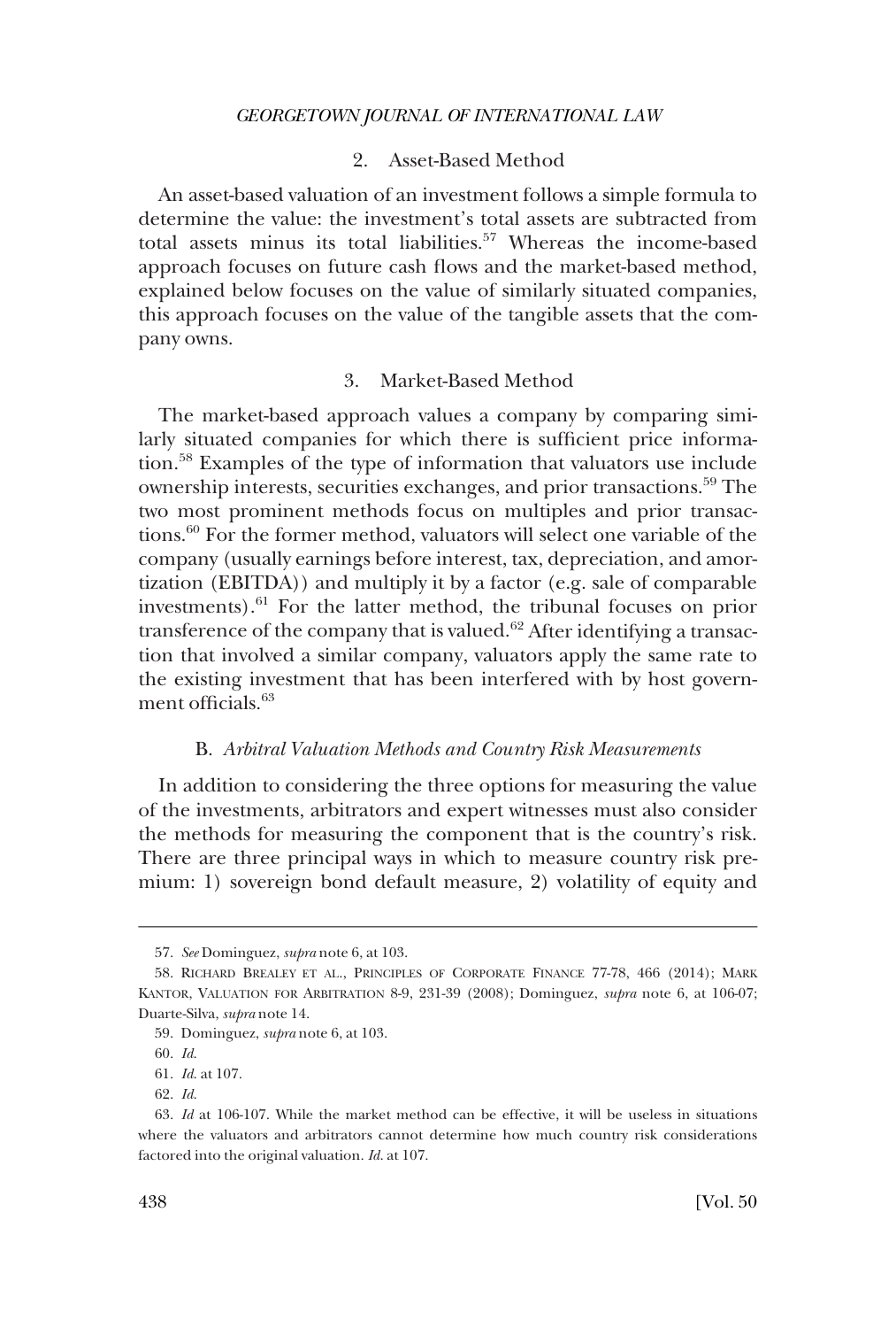### 2. Asset-Based Method

An asset-based valuation of an investment follows a simple formula to determine the value: the investment's total assets are subtracted from total assets minus its total liabilities.[57] Whereas the income-based approach focuses on future cash flows and the market-based method, explained below focuses on the value of similarly situated companies, this approach focuses on the value of the tangible assets that the company owns.

### 3. Market-Based Method

The market-based approach values a company by comparing similarly situated companies for which there is sufficient price information.[58] Examples of the type of information that valuators use include ownership interests, securities exchanges, and prior transactions.[59] The two most prominent methods focus on multiples and prior transactions.[60] For the former method, valuators will select one variable of the company (usually earnings before interest, tax, depreciation, and amortization (EBITDA)) and multiply it by a factor (e.g. sale of comparable investments).[61] For the latter method, the tribunal focuses on prior transference of the company that is valued.[62] After identifying a transaction that involved a similar company, valuators apply the same rate to the existing investment that has been interfered with by host government officials.[63]

## B. *Arbitral Valuation Methods and Country Risk Measurements*

In addition to considering the three options for measuring the value of the investments, arbitrators and expert witnesses must also consider the methods for measuring the component that is the country's risk. There are three principal ways in which to measure country risk premium: 1) sovereign bond default measure, 2) volatility of equity and

---

57. *See* Dominguez, *supra* note 6, at 103.

58. Richard Brealey et al., Principles of Corporate Finance 77-78, 466 (2014); Mark Kantor, Valuation for Arbitration 8-9, 231-39 (2008); Dominguez, *supra* note 6, at 106-07; Duarte-Silva, *supra* note 14.

59. Dominguez, *supra* note 6, at 103.

60. *Id.*

61. *Id.* at 107.

62. *Id.*

63. *Id* at 106-107. While the market method can be effective, it will be useless in situations where the valuators and arbitrators cannot determine how much country risk considerations factored into the original valuation. *Id.* at 107.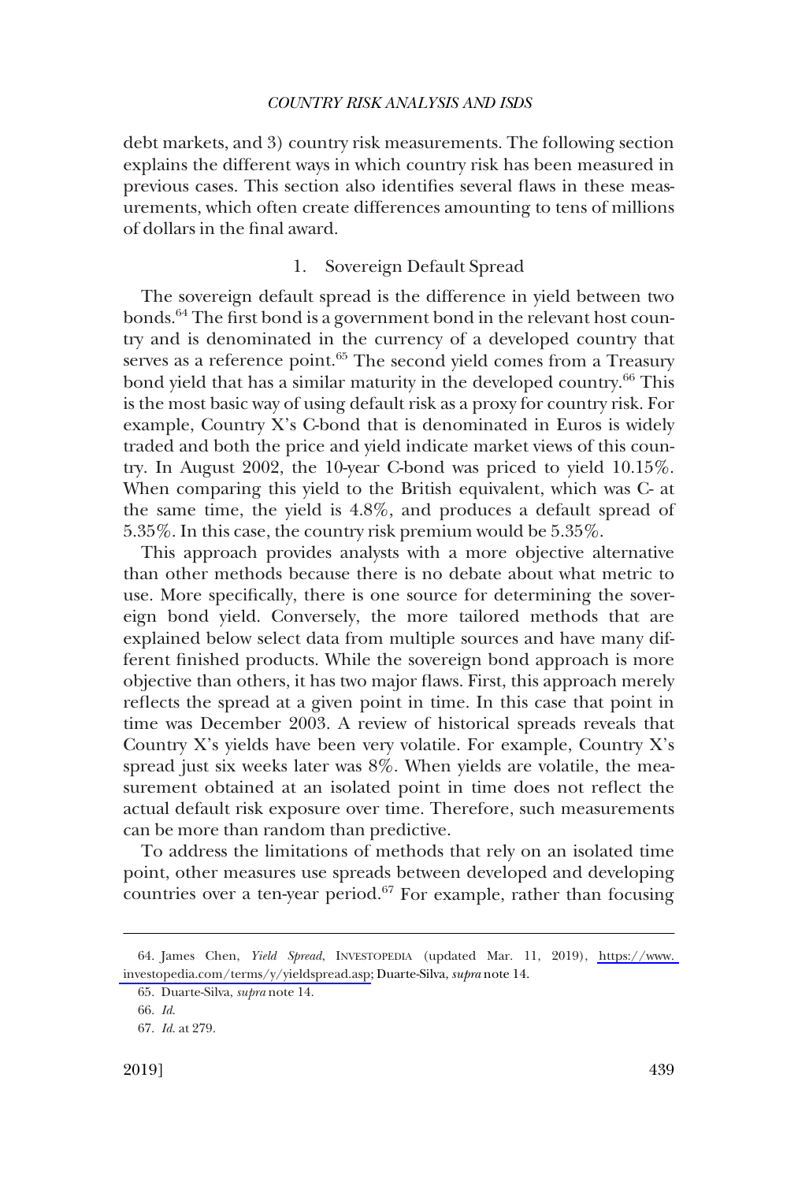debt markets, and 3) country risk measurements. The following section explains the different ways in which country risk has been measured in previous cases. This section also identifies several flaws in these measurements, which often create differences amounting to tens of millions of dollars in the final award.

### 1. Sovereign Default Spread

The sovereign default spread is the difference in yield between two bonds.[64] The first bond is a government bond in the relevant host country and is denominated in the currency of a developed country that serves as a reference point.[65] The second yield comes from a Treasury bond yield that has a similar maturity in the developed country.[66] This is the most basic way of using default risk as a proxy for country risk. For example, Country X's C-bond that is denominated in Euros is widely traded and both the price and yield indicate market views of this country. In August 2002, the 10-year C-bond was priced to yield 10.15%. When comparing this yield to the British equivalent, which was C- at the same time, the yield is 4.8%, and produces a default spread of 5.35%. In this case, the country risk premium would be 5.35%.

This approach provides analysts with a more objective alternative than other methods because there is no debate about what metric to use. More specifically, there is one source for determining the sovereign bond yield. Conversely, the more tailored methods that are explained below select data from multiple sources and have many different finished products. While the sovereign bond approach is more objective than others, it has two major flaws. First, this approach merely reflects the spread at a given point in time. In this case that point in time was December 2003. A review of historical spreads reveals that Country X's yields have been very volatile. For example, Country X's spread just six weeks later was 8%. When yields are volatile, the measurement obtained at an isolated point in time does not reflect the actual default risk exposure over time. Therefore, such measurements can be more than random than predictive.

To address the limitations of methods that rely on an isolated time point, other measures use spreads between developed and developing countries over a ten-year period.[67] For example, rather than focusing

---

64. James Chen, *Yield Spread*, INVESTOPEDIA (updated Mar. 11, 2019), https://www.investopedia.com/terms/y/yieldspread.asp; Duarte-Silva, *supra* note 14.

65. Duarte-Silva, *supra* note 14.

66. *Id.*

67. *Id.* at 279.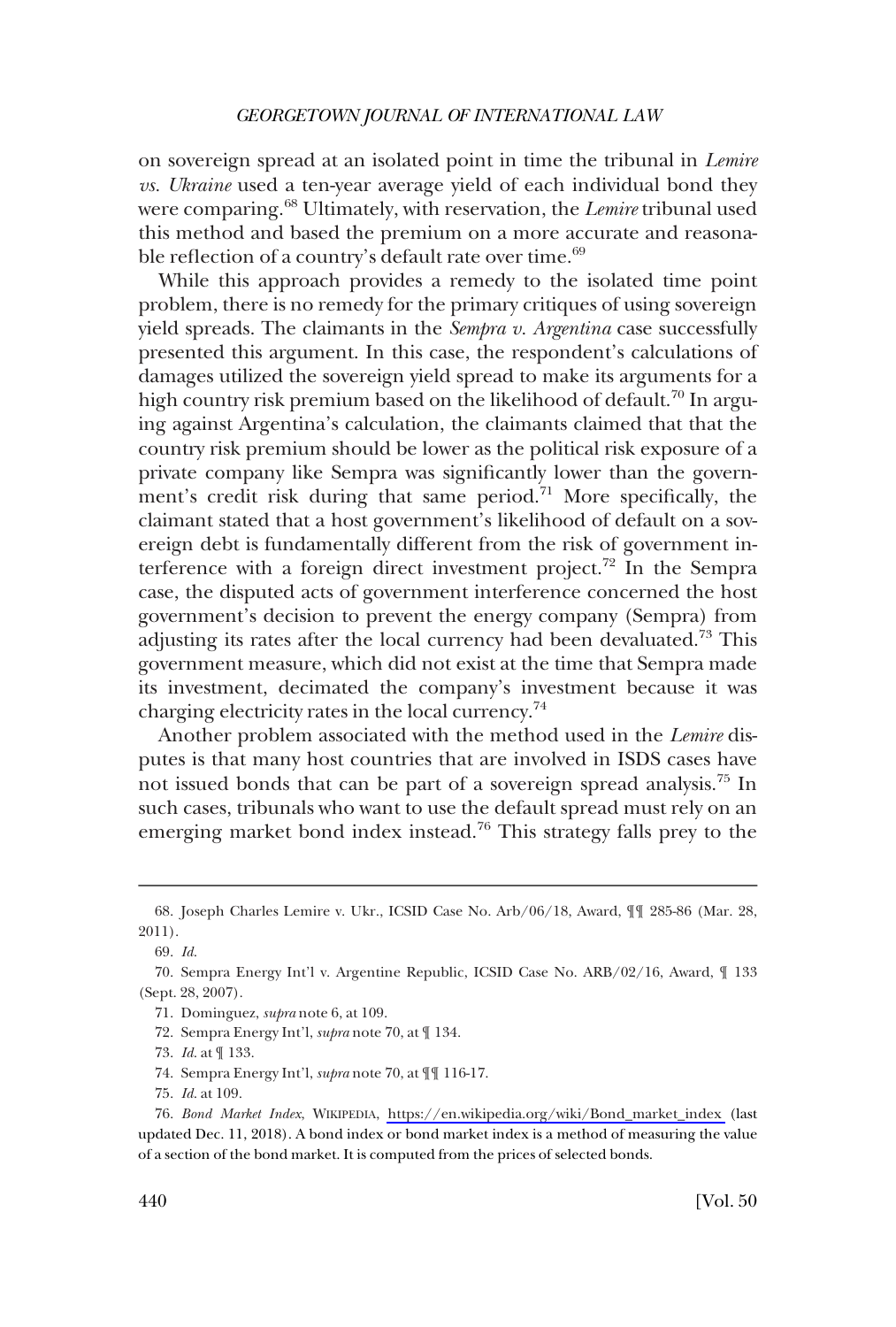on sovereign spread at an isolated point in time the tribunal in *Lemire vs. Ukraine* used a ten-year average yield of each individual bond they were comparing.[68] Ultimately, with reservation, the *Lemire* tribunal used this method and based the premium on a more accurate and reasonable reflection of a country's default rate over time.[69]

While this approach provides a remedy to the isolated time point problem, there is no remedy for the primary critiques of using sovereign yield spreads. The claimants in the *Sempra v. Argentina* case successfully presented this argument. In this case, the respondent's calculations of damages utilized the sovereign yield spread to make its arguments for a high country risk premium based on the likelihood of default.[70] In arguing against Argentina's calculation, the claimants claimed that that the country risk premium should be lower as the political risk exposure of a private company like Sempra was significantly lower than the government's credit risk during that same period.[71] More specifically, the claimant stated that a host government's likelihood of default on a sovereign debt is fundamentally different from the risk of government interference with a foreign direct investment project.[72] In the Sempra case, the disputed acts of government interference concerned the host government's decision to prevent the energy company (Sempra) from adjusting its rates after the local currency had been devaluated.[73] This government measure, which did not exist at the time that Sempra made its investment, decimated the company's investment because it was charging electricity rates in the local currency.[74]

Another problem associated with the method used in the *Lemire* disputes is that many host countries that are involved in ISDS cases have not issued bonds that can be part of a sovereign spread analysis.[75] In such cases, tribunals who want to use the default spread must rely on an emerging market bond index instead.[76] This strategy falls prey to the

---

68. Joseph Charles Lemire v. Ukr., ICSID Case No. Arb/06/18, Award, ¶¶ 285-86 (Mar. 28, 2011).

69. *Id.*

70. Sempra Energy Int'l v. Argentine Republic, ICSID Case No. ARB/02/16, Award, ¶ 133 (Sept. 28, 2007).

71. Dominguez, *supra* note 6, at 109.

72. Sempra Energy Int'l, *supra* note 70, at ¶ 134.

73. *Id.* at ¶ 133.

74. Sempra Energy Int'l, *supra* note 70, at ¶¶ 116-17.

75. *Id.* at 109.

76. *Bond Market Index*, WIKIPEDIA, https://en.wikipedia.org/wiki/Bond_market_index (last updated Dec. 11, 2018). A bond index or bond market index is a method of measuring the value of a section of the bond market. It is computed from the prices of selected bonds.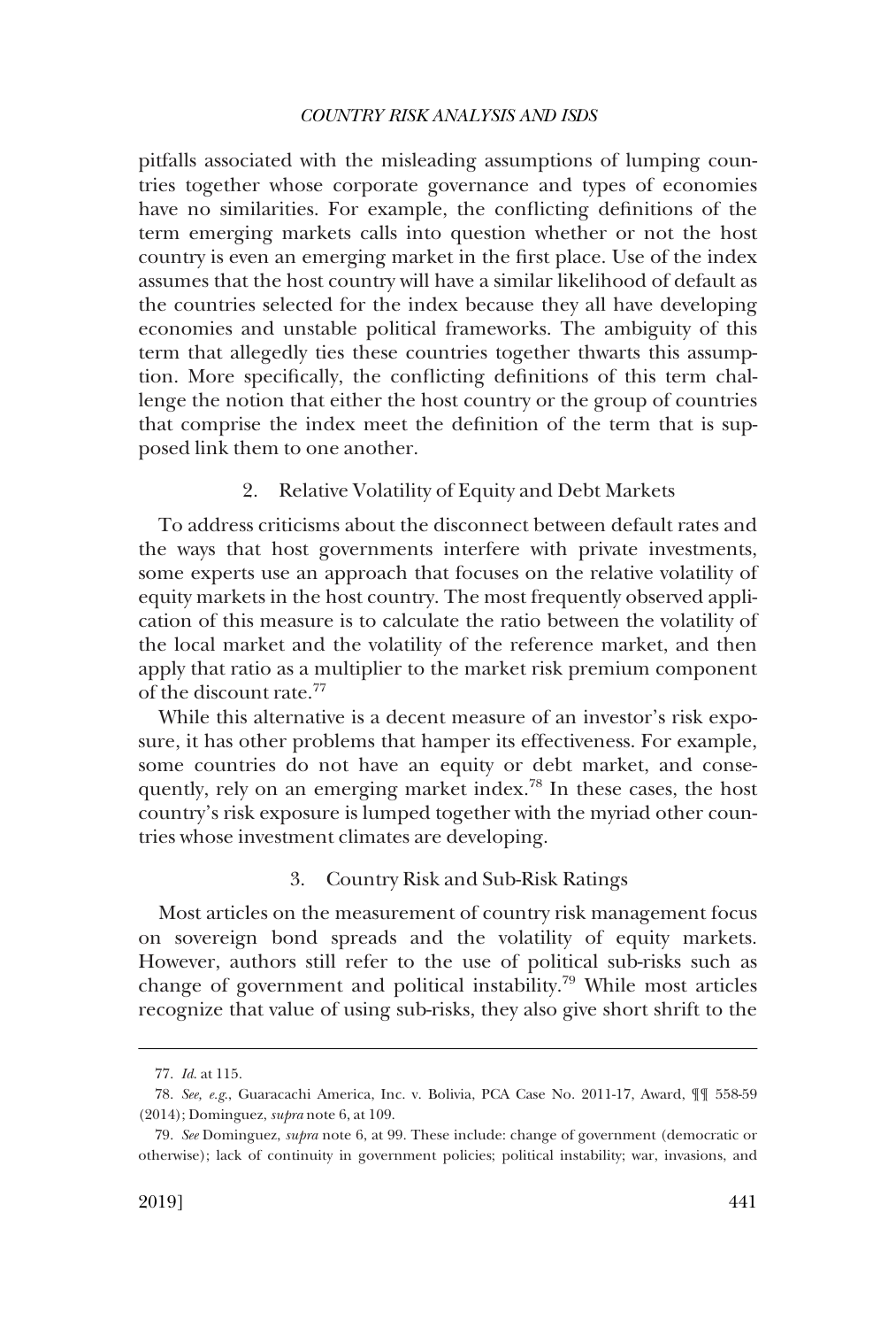pitfalls associated with the misleading assumptions of lumping countries together whose corporate governance and types of economies have no similarities. For example, the conflicting definitions of the term emerging markets calls into question whether or not the host country is even an emerging market in the first place. Use of the index assumes that the host country will have a similar likelihood of default as the countries selected for the index because they all have developing economies and unstable political frameworks. The ambiguity of this term that allegedly ties these countries together thwarts this assumption. More specifically, the conflicting definitions of this term challenge the notion that either the host country or the group of countries that comprise the index meet the definition of the term that is supposed link them to one another.

### 2. Relative Volatility of Equity and Debt Markets

To address criticisms about the disconnect between default rates and the ways that host governments interfere with private investments, some experts use an approach that focuses on the relative volatility of equity markets in the host country. The most frequently observed application of this measure is to calculate the ratio between the volatility of the local market and the volatility of the reference market, and then apply that ratio as a multiplier to the market risk premium component of the discount rate.[77]

While this alternative is a decent measure of an investor's risk exposure, it has other problems that hamper its effectiveness. For example, some countries do not have an equity or debt market, and consequently, rely on an emerging market index.[78] In these cases, the host country's risk exposure is lumped together with the myriad other countries whose investment climates are developing.

### 3. Country Risk and Sub-Risk Ratings

Most articles on the measurement of country risk management focus on sovereign bond spreads and the volatility of equity markets. However, authors still refer to the use of political sub-risks such as change of government and political instability.[79] While most articles recognize that value of using sub-risks, they also give short shrift to the

---

77. *Id.* at 115.

78. *See, e.g.*, Guaracachi America, Inc. v. Bolivia, PCA Case No. 2011-17, Award, ¶¶ 558-59 (2014); Dominguez, *supra* note 6, at 109.

79. *See* Dominguez, *supra* note 6, at 99. These include: change of government (democratic or otherwise); lack of continuity in government policies; political instability; war, invasions, and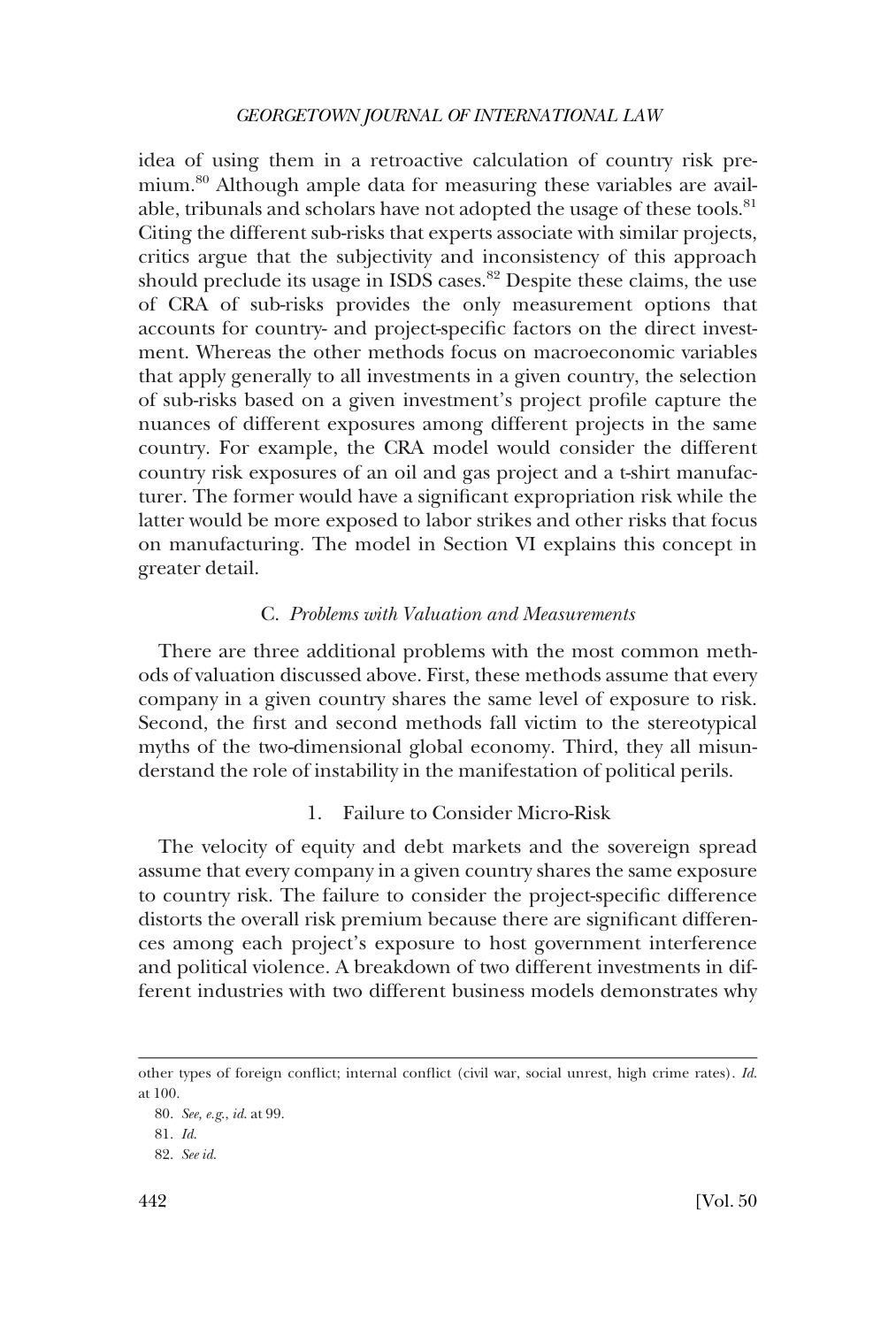idea of using them in a retroactive calculation of country risk premium.[80] Although ample data for measuring these variables are available, tribunals and scholars have not adopted the usage of these tools.[81] Citing the different sub-risks that experts associate with similar projects, critics argue that the subjectivity and inconsistency of this approach should preclude its usage in ISDS cases.[82] Despite these claims, the use of CRA of sub-risks provides the only measurement options that accounts for country- and project-specific factors on the direct investment. Whereas the other methods focus on macroeconomic variables that apply generally to all investments in a given country, the selection of sub-risks based on a given investment's project profile capture the nuances of different exposures among different projects in the same country. For example, the CRA model would consider the different country risk exposures of an oil and gas project and a t-shirt manufacturer. The former would have a significant expropriation risk while the latter would be more exposed to labor strikes and other risks that focus on manufacturing. The model in Section VI explains this concept in greater detail.

### C. *Problems with Valuation and Measurements*

There are three additional problems with the most common methods of valuation discussed above. First, these methods assume that every company in a given country shares the same level of exposure to risk. Second, the first and second methods fall victim to the stereotypical myths of the two-dimensional global economy. Third, they all misunderstand the role of instability in the manifestation of political perils.

#### 1. Failure to Consider Micro-Risk

The velocity of equity and debt markets and the sovereign spread assume that every company in a given country shares the same exposure to country risk. The failure to consider the project-specific difference distorts the overall risk premium because there are significant differences among each project's exposure to host government interference and political violence. A breakdown of two different investments in different industries with two different business models demonstrates why

---

other types of foreign conflict; internal conflict (civil war, social unrest, high crime rates). *Id.* at 100.

80. *See, e.g.*, *id.* at 99.

81. *Id.*

82. *See id.*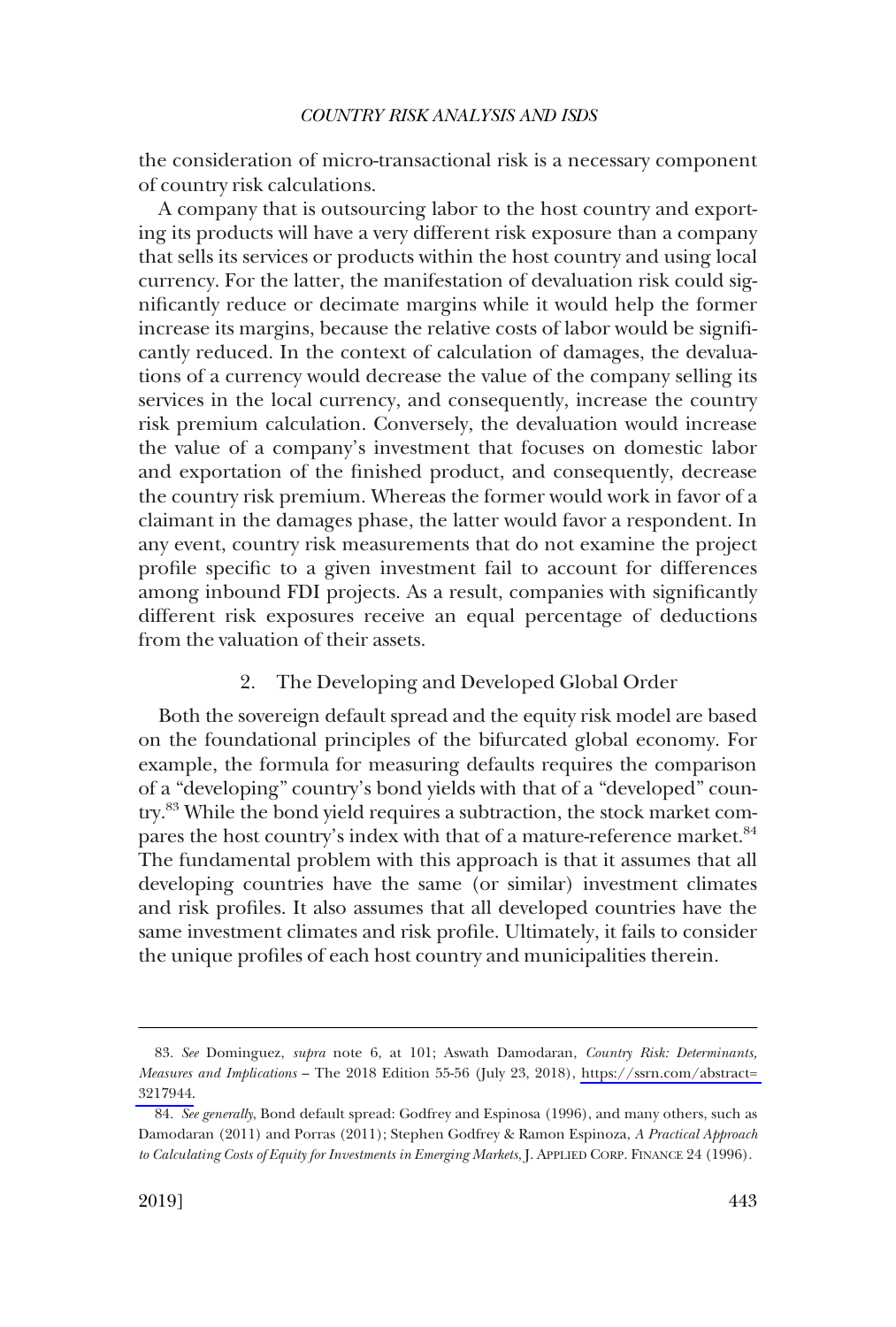the consideration of micro-transactional risk is a necessary component of country risk calculations.

A company that is outsourcing labor to the host country and exporting its products will have a very different risk exposure than a company that sells its services or products within the host country and using local currency. For the latter, the manifestation of devaluation risk could significantly reduce or decimate margins while it would help the former increase its margins, because the relative costs of labor would be significantly reduced. In the context of calculation of damages, the devaluations of a currency would decrease the value of the company selling its services in the local currency, and consequently, increase the country risk premium calculation. Conversely, the devaluation would increase the value of a company's investment that focuses on domestic labor and exportation of the finished product, and consequently, decrease the country risk premium. Whereas the former would work in favor of a claimant in the damages phase, the latter would favor a respondent. In any event, country risk measurements that do not examine the project profile specific to a given investment fail to account for differences among inbound FDI projects. As a result, companies with significantly different risk exposures receive an equal percentage of deductions from the valuation of their assets.

### 2. The Developing and Developed Global Order

Both the sovereign default spread and the equity risk model are based on the foundational principles of the bifurcated global economy. For example, the formula for measuring defaults requires the comparison of a "developing" country's bond yields with that of a "developed" country.[83] While the bond yield requires a subtraction, the stock market compares the host country's index with that of a mature-reference market.[84] The fundamental problem with this approach is that it assumes that all developing countries have the same (or similar) investment climates and risk profiles. It also assumes that all developed countries have the same investment climates and risk profile. Ultimately, it fails to consider the unique profiles of each host country and municipalities therein.

---

83. *See* Dominguez, *supra* note 6, at 101; Aswath Damodaran, *Country Risk: Determinants, Measures and Implications* – The 2018 Edition 55-56 (July 23, 2018), https://ssrn.com/abstract=3217944.

84. *See generally*, Bond default spread: Godfrey and Espinosa (1996), and many others, such as Damodaran (2011) and Porras (2011); Stephen Godfrey & Ramon Espinoza, *A Practical Approach to Calculating Costs of Equity for Investments in Emerging Markets*, J. APPLIED CORP. FINANCE 24 (1996).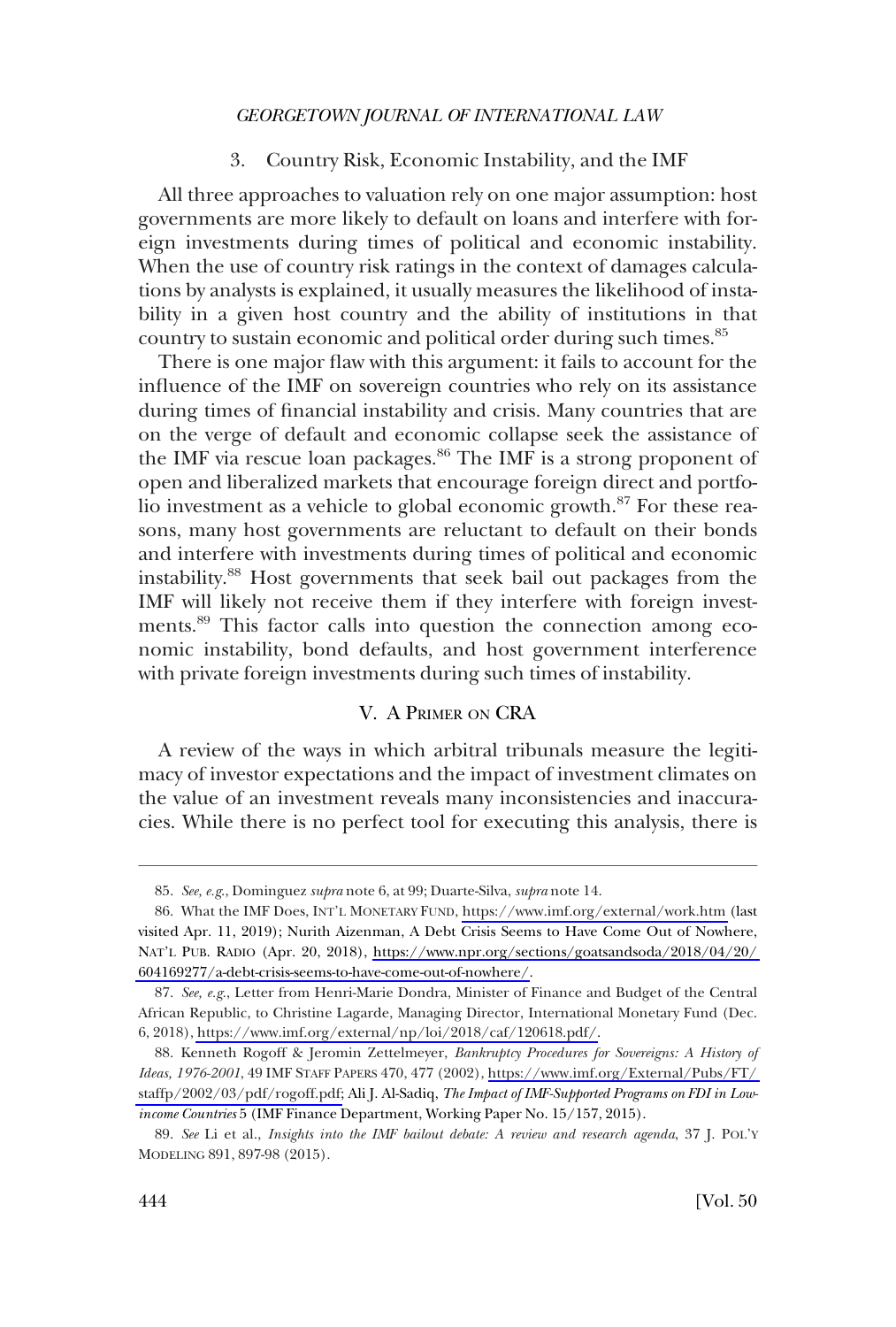### 3. Country Risk, Economic Instability, and the IMF

All three approaches to valuation rely on one major assumption: host governments are more likely to default on loans and interfere with foreign investments during times of political and economic instability. When the use of country risk ratings in the context of damages calculations by analysts is explained, it usually measures the likelihood of instability in a given host country and the ability of institutions in that country to sustain economic and political order during such times.[85]

There is one major flaw with this argument: it fails to account for the influence of the IMF on sovereign countries who rely on its assistance during times of financial instability and crisis. Many countries that are on the verge of default and economic collapse seek the assistance of the IMF via rescue loan packages.[86] The IMF is a strong proponent of open and liberalized markets that encourage foreign direct and portfolio investment as a vehicle to global economic growth.[87] For these reasons, many host governments are reluctant to default on their bonds and interfere with investments during times of political and economic instability.[88] Host governments that seek bail out packages from the IMF will likely not receive them if they interfere with foreign investments.[89] This factor calls into question the connection among economic instability, bond defaults, and host government interference with private foreign investments during such times of instability.

## V. A Primer on CRA

A review of the ways in which arbitral tribunals measure the legitimacy of investor expectations and the impact of investment climates on the value of an investment reveals many inconsistencies and inaccuracies. While there is no perfect tool for executing this analysis, there is

---

85. *See, e.g.*, Dominguez *supra* note 6, at 99; Duarte-Silva, *supra* note 14.

86. What the IMF Does, INT'L MONETARY FUND, https://www.imf.org/external/work.htm (last visited Apr. 11, 2019); Nurith Aizenman, A Debt Crisis Seems to Have Come Out of Nowhere, NAT'L PUB. RADIO (Apr. 20, 2018), https://www.npr.org/sections/goatsandsoda/2018/04/20/604169277/a-debt-crisis-seems-to-have-come-out-of-nowhere/.

87. *See, e.g.*, Letter from Henri-Marie Dondra, Minister of Finance and Budget of the Central African Republic, to Christine Lagarde, Managing Director, International Monetary Fund (Dec. 6, 2018), https://www.imf.org/external/np/loi/2018/caf/120618.pdf/.

88. Kenneth Rogoff & Jeromin Zettelmeyer, *Bankruptcy Procedures for Sovereigns: A History of Ideas, 1976-2001*, 49 IMF STAFF PAPERS 470, 477 (2002), https://www.imf.org/External/Pubs/FT/staffp/2002/03/pdf/rogoff.pdf; Ali J. Al-Sadiq, *The Impact of IMF-Supported Programs on FDI in Low-income Countries* 5 (IMF Finance Department, Working Paper No. 15/157, 2015).

89. *See* Li et al., *Insights into the IMF bailout debate: A review and research agenda*, 37 J. POL'Y MODELING 891, 897-98 (2015).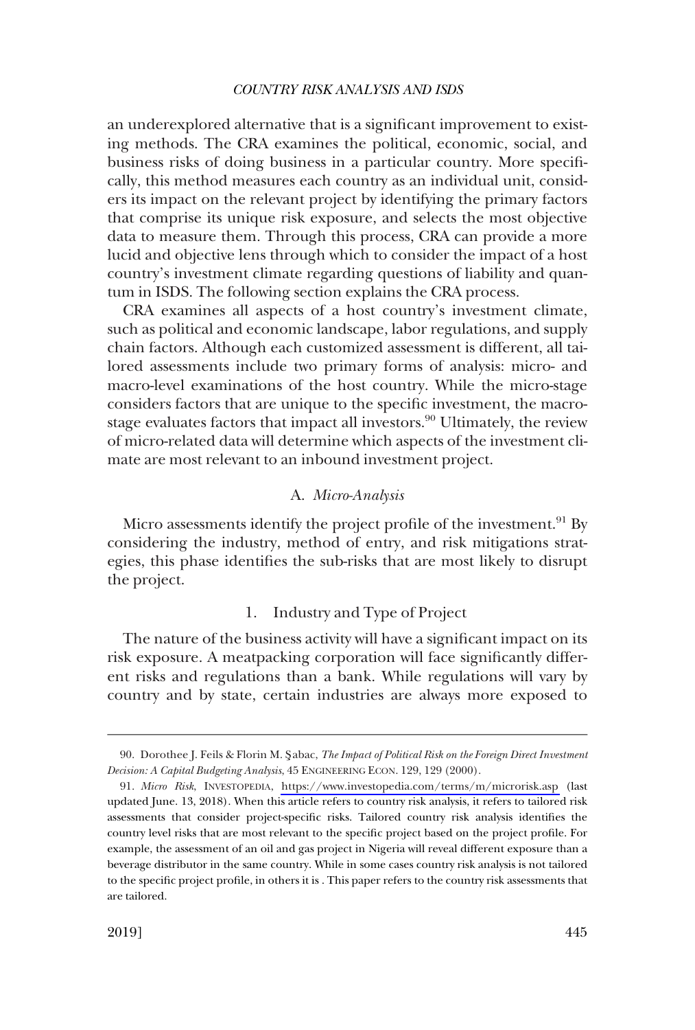an underexplored alternative that is a significant improvement to existing methods. The CRA examines the political, economic, social, and business risks of doing business in a particular country. More specifically, this method measures each country as an individual unit, considers its impact on the relevant project by identifying the primary factors that comprise its unique risk exposure, and selects the most objective data to measure them. Through this process, CRA can provide a more lucid and objective lens through which to consider the impact of a host country's investment climate regarding questions of liability and quantum in ISDS. The following section explains the CRA process.

CRA examines all aspects of a host country's investment climate, such as political and economic landscape, labor regulations, and supply chain factors. Although each customized assessment is different, all tailored assessments include two primary forms of analysis: micro- and macro-level examinations of the host country. While the micro-stage considers factors that are unique to the specific investment, the macro-stage evaluates factors that impact all investors.[90] Ultimately, the review of micro-related data will determine which aspects of the investment climate are most relevant to an inbound investment project.

### A. *Micro-Analysis*

Micro assessments identify the project profile of the investment.[91] By considering the industry, method of entry, and risk mitigations strategies, this phase identifies the sub-risks that are most likely to disrupt the project.

#### 1. Industry and Type of Project

The nature of the business activity will have a significant impact on its risk exposure. A meatpacking corporation will face significantly different risks and regulations than a bank. While regulations will vary by country and by state, certain industries are always more exposed to

---

90. Dorothee J. Feils & Florin M. Şabac, *The Impact of Political Risk on the Foreign Direct Investment Decision: A Capital Budgeting Analysis*, 45 ENGINEERING ECON. 129, 129 (2000).

91. *Micro Risk*, INVESTOPEDIA, https://www.investopedia.com/terms/m/microrisk.asp (last updated June. 13, 2018). When this article refers to country risk analysis, it refers to tailored risk assessments that consider project-specific risks. Tailored country risk analysis identifies the country level risks that are most relevant to the specific project based on the project profile. For example, the assessment of an oil and gas project in Nigeria will reveal different exposure than a beverage distributor in the same country. While in some cases country risk analysis is not tailored to the specific project profile, in others it is . This paper refers to the country risk assessments that are tailored.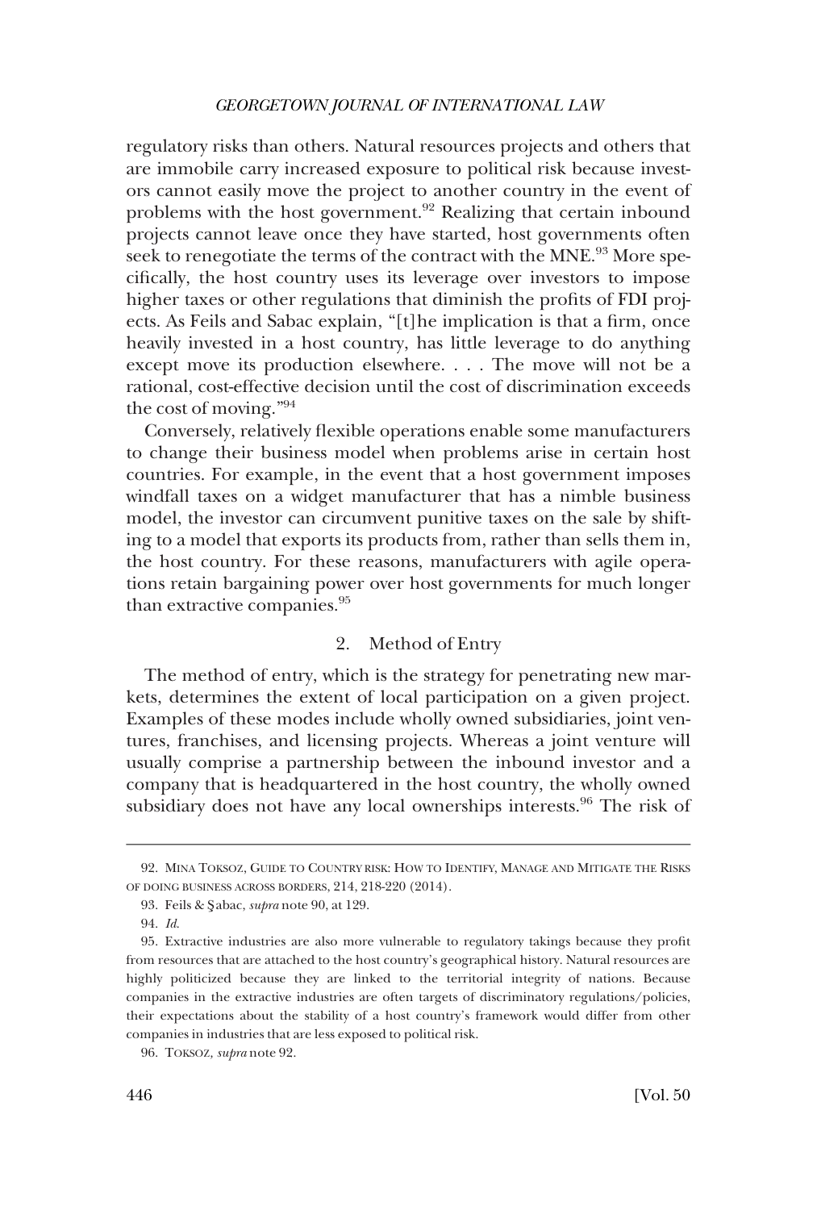regulatory risks than others. Natural resources projects and others that are immobile carry increased exposure to political risk because investors cannot easily move the project to another country in the event of problems with the host government.[92] Realizing that certain inbound projects cannot leave once they have started, host governments often seek to renegotiate the terms of the contract with the MNE.[93] More specifically, the host country uses its leverage over investors to impose higher taxes or other regulations that diminish the profits of FDI projects. As Feils and Sabac explain, "[t]he implication is that a firm, once heavily invested in a host country, has little leverage to do anything except move its production elsewhere. . . . The move will not be a rational, cost-effective decision until the cost of discrimination exceeds the cost of moving."[94]

Conversely, relatively flexible operations enable some manufacturers to change their business model when problems arise in certain host countries. For example, in the event that a host government imposes windfall taxes on a widget manufacturer that has a nimble business model, the investor can circumvent punitive taxes on the sale by shifting to a model that exports its products from, rather than sells them in, the host country. For these reasons, manufacturers with agile operations retain bargaining power over host governments for much longer than extractive companies.[95]

### 2. Method of Entry

The method of entry, which is the strategy for penetrating new markets, determines the extent of local participation on a given project. Examples of these modes include wholly owned subsidiaries, joint ventures, franchises, and licensing projects. Whereas a joint venture will usually comprise a partnership between the inbound investor and a company that is headquartered in the host country, the wholly owned subsidiary does not have any local ownerships interests.[96] The risk of

---

92. MINA TOKSOZ, GUIDE TO COUNTRY RISK: HOW TO IDENTIFY, MANAGE AND MITIGATE THE RISKS OF DOING BUSINESS ACROSS BORDERS, 214, 218-220 (2014).

93. Feils & Şabac, *supra* note 90, at 129.

94. *Id.*

95. Extractive industries are also more vulnerable to regulatory takings because they profit from resources that are attached to the host country's geographical history. Natural resources are highly politicized because they are linked to the territorial integrity of nations. Because companies in the extractive industries are often targets of discriminatory regulations/policies, their expectations about the stability of a host country's framework would differ from other companies in industries that are less exposed to political risk.

96. TOKSOZ, *supra* note 92.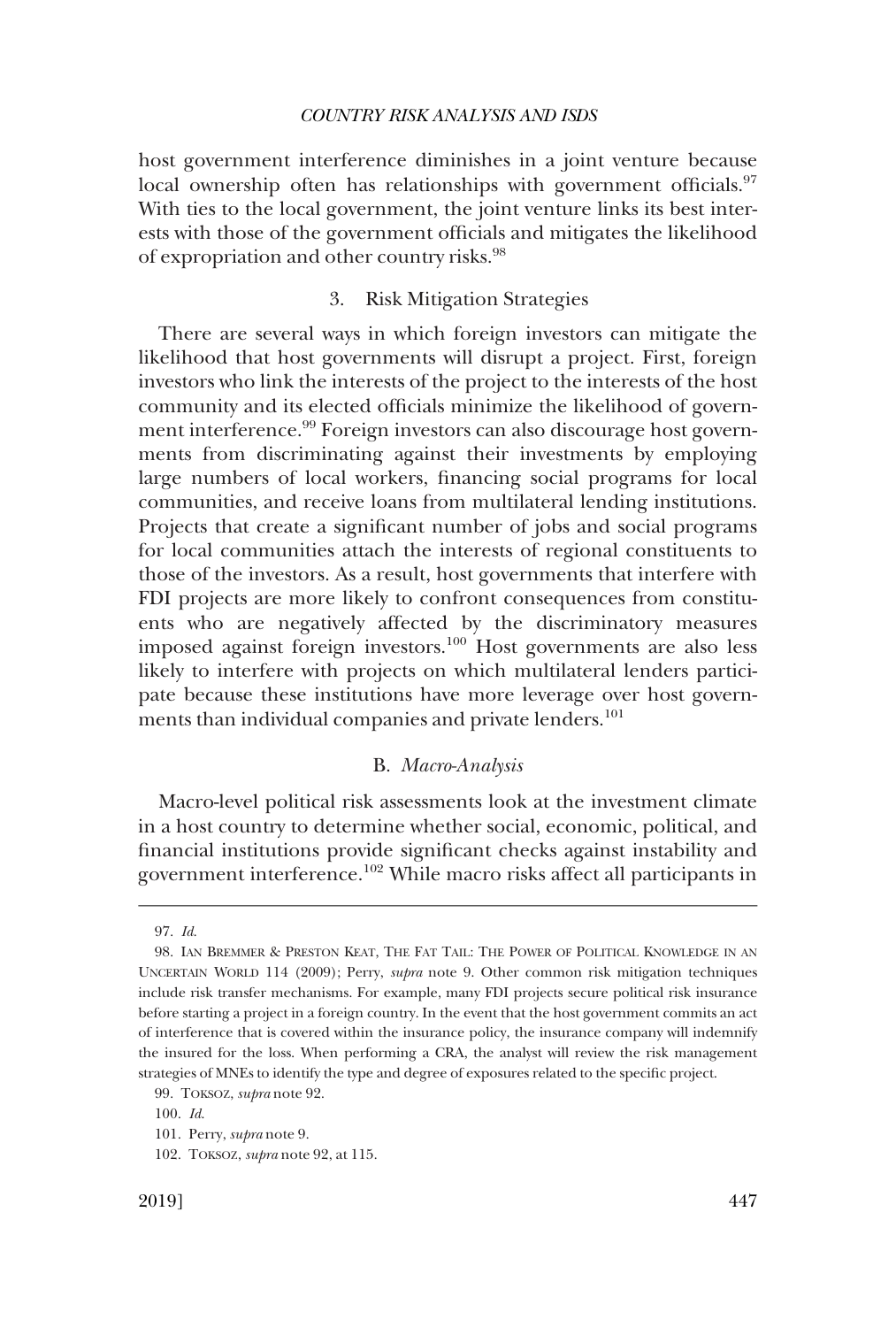host government interference diminishes in a joint venture because local ownership often has relationships with government officials.[97] With ties to the local government, the joint venture links its best interests with those of the government officials and mitigates the likelihood of expropriation and other country risks.[98]

### 3. Risk Mitigation Strategies

There are several ways in which foreign investors can mitigate the likelihood that host governments will disrupt a project. First, foreign investors who link the interests of the project to the interests of the host community and its elected officials minimize the likelihood of government interference.[99] Foreign investors can also discourage host governments from discriminating against their investments by employing large numbers of local workers, financing social programs for local communities, and receive loans from multilateral lending institutions. Projects that create a significant number of jobs and social programs for local communities attach the interests of regional constituents to those of the investors. As a result, host governments that interfere with FDI projects are more likely to confront consequences from constituents who are negatively affected by the discriminatory measures imposed against foreign investors.[100] Host governments are also less likely to interfere with projects on which multilateral lenders participate because these institutions have more leverage over host governments than individual companies and private lenders.[101]

## B. *Macro-Analysis*

Macro-level political risk assessments look at the investment climate in a host country to determine whether social, economic, political, and financial institutions provide significant checks against instability and government interference.[102] While macro risks affect all participants in

---

97. *Id.*

98. IAN BREMMER & PRESTON KEAT, THE FAT TAIL: THE POWER OF POLITICAL KNOWLEDGE IN AN UNCERTAIN WORLD 114 (2009); Perry, *supra* note 9. Other common risk mitigation techniques include risk transfer mechanisms. For example, many FDI projects secure political risk insurance before starting a project in a foreign country. In the event that the host government commits an act of interference that is covered within the insurance policy, the insurance company will indemnify the insured for the loss. When performing a CRA, the analyst will review the risk management strategies of MNEs to identify the type and degree of exposures related to the specific project.

99. TOKSOZ, *supra* note 92.

100. *Id.*

101. Perry, *supra* note 9.

102. TOKSOZ, *supra* note 92, at 115.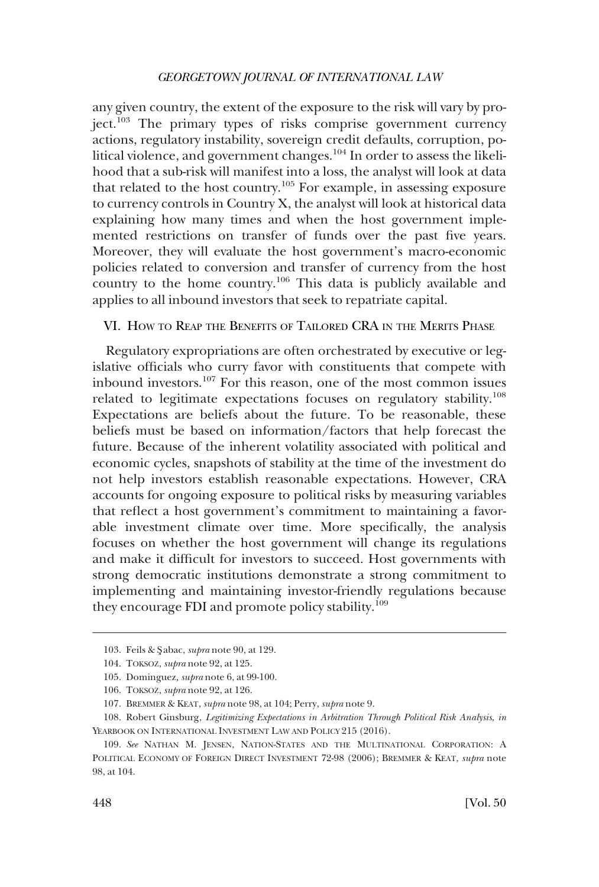any given country, the extent of the exposure to the risk will vary by project.[103] The primary types of risks comprise government currency actions, regulatory instability, sovereign credit defaults, corruption, political violence, and government changes.[104] In order to assess the likelihood that a sub-risk will manifest into a loss, the analyst will look at data that related to the host country.[105] For example, in assessing exposure to currency controls in Country X, the analyst will look at historical data explaining how many times and when the host government implemented restrictions on transfer of funds over the past five years. Moreover, they will evaluate the host government's macro-economic policies related to conversion and transfer of currency from the host country to the home country.[106] This data is publicly available and applies to all inbound investors that seek to repatriate capital.

## VI. How to Reap the Benefits of Tailored CRA in the Merits Phase

Regulatory expropriations are often orchestrated by executive or legislative officials who curry favor with constituents that compete with inbound investors.[107] For this reason, one of the most common issues related to legitimate expectations focuses on regulatory stability.[108] Expectations are beliefs about the future. To be reasonable, these beliefs must be based on information/factors that help forecast the future. Because of the inherent volatility associated with political and economic cycles, snapshots of stability at the time of the investment do not help investors establish reasonable expectations. However, CRA accounts for ongoing exposure to political risks by measuring variables that reflect a host government's commitment to maintaining a favorable investment climate over time. More specifically, the analysis focuses on whether the host government will change its regulations and make it difficult for investors to succeed. Host governments with strong democratic institutions demonstrate a strong commitment to implementing and maintaining investor-friendly regulations because they encourage FDI and promote policy stability.[109]

---

103. Feils & Şabac, *supra* note 90, at 129.

104. Toksoz, *supra* note 92, at 125.

105. Dominguez, *supra* note 6, at 99-100.

106. Toksoz, *supra* note 92, at 126.

107. Bremmer & Keat, *supra* note 98, at 104; Perry, *supra* note 9.

108. Robert Ginsburg, *Legitimizing Expectations in Arbitration Through Political Risk Analysis*, *in* Yearbook on International Investment Law and Policy 215 (2016).

109. *See* Nathan M. Jensen, Nation-States and the Multinational Corporation: A Political Economy of Foreign Direct Investment 72-98 (2006); Bremmer & Keat, *supra* note 98, at 104.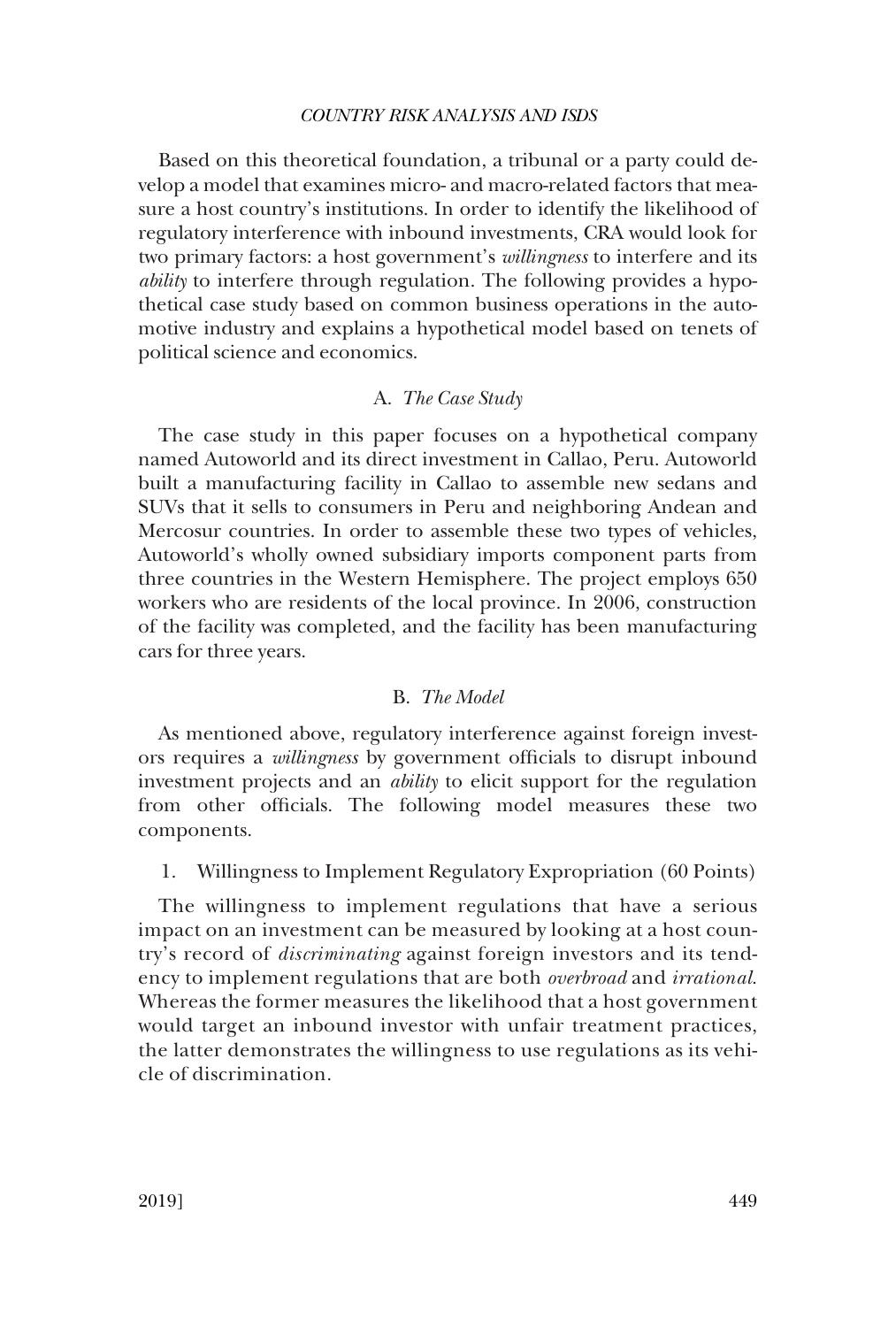Based on this theoretical foundation, a tribunal or a party could develop a model that examines micro- and macro-related factors that measure a host country's institutions. In order to identify the likelihood of regulatory interference with inbound investments, CRA would look for two primary factors: a host government's *willingness* to interfere and its *ability* to interfere through regulation. The following provides a hypothetical case study based on common business operations in the automotive industry and explains a hypothetical model based on tenets of political science and economics.

### A. *The Case Study*

The case study in this paper focuses on a hypothetical company named Autoworld and its direct investment in Callao, Peru. Autoworld built a manufacturing facility in Callao to assemble new sedans and SUVs that it sells to consumers in Peru and neighboring Andean and Mercosur countries. In order to assemble these two types of vehicles, Autoworld's wholly owned subsidiary imports component parts from three countries in the Western Hemisphere. The project employs 650 workers who are residents of the local province. In 2006, construction of the facility was completed, and the facility has been manufacturing cars for three years.

### B. *The Model*

As mentioned above, regulatory interference against foreign investors requires a *willingness* by government officials to disrupt inbound investment projects and an *ability* to elicit support for the regulation from other officials. The following model measures these two components.

#### 1. Willingness to Implement Regulatory Expropriation (60 Points)

The willingness to implement regulations that have a serious impact on an investment can be measured by looking at a host country's record of *discriminating* against foreign investors and its tendency to implement regulations that are both *overbroad* and *irrational*. Whereas the former measures the likelihood that a host government would target an inbound investor with unfair treatment practices, the latter demonstrates the willingness to use regulations as its vehicle of discrimination.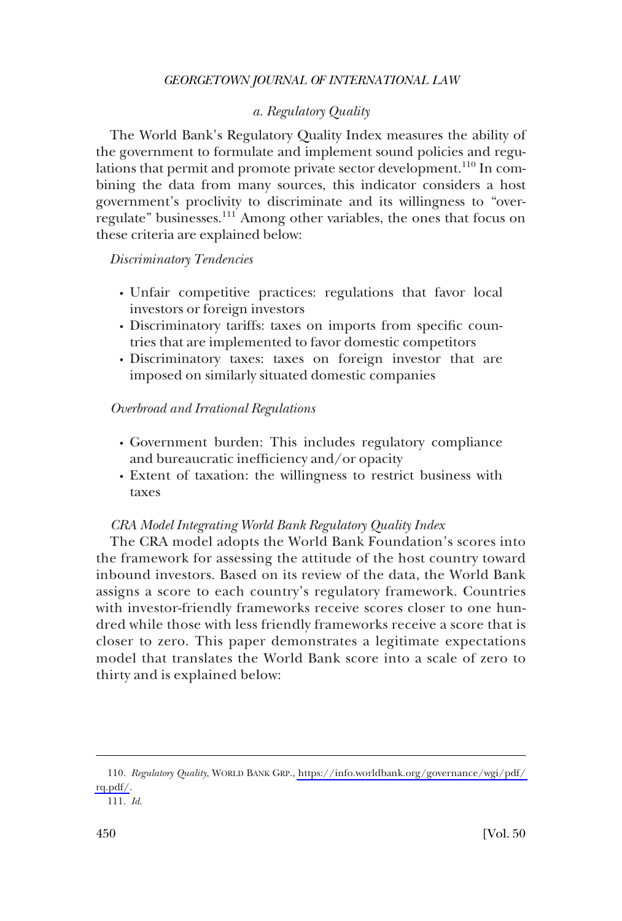### *a. Regulatory Quality*

The World Bank's Regulatory Quality Index measures the ability of the government to formulate and implement sound policies and regulations that permit and promote private sector development.[110] In combining the data from many sources, this indicator considers a host government's proclivity to discriminate and its willingness to "over-regulate" businesses.[111] Among other variables, the ones that focus on these criteria are explained below:

*Discriminatory Tendencies*

- Unfair competitive practices: regulations that favor local investors or foreign investors
- Discriminatory tariffs: taxes on imports from specific countries that are implemented to favor domestic competitors
- Discriminatory taxes: taxes on foreign investor that are imposed on similarly situated domestic companies

*Overbroad and Irrational Regulations*

- Government burden: This includes regulatory compliance and bureaucratic inefficiency and/or opacity
- Extent of taxation: the willingness to restrict business with taxes

*CRA Model Integrating World Bank Regulatory Quality Index*

The CRA model adopts the World Bank Foundation's scores into the framework for assessing the attitude of the host country toward inbound investors. Based on its review of the data, the World Bank assigns a score to each country's regulatory framework. Countries with investor-friendly frameworks receive scores closer to one hundred while those with less friendly frameworks receive a score that is closer to zero. This paper demonstrates a legitimate expectations model that translates the World Bank score into a scale of zero to thirty and is explained below:

---

110. *Regulatory Quality*, WORLD BANK GRP., https://info.worldbank.org/governance/wgi/pdf/rq.pdf/.

111. *Id.*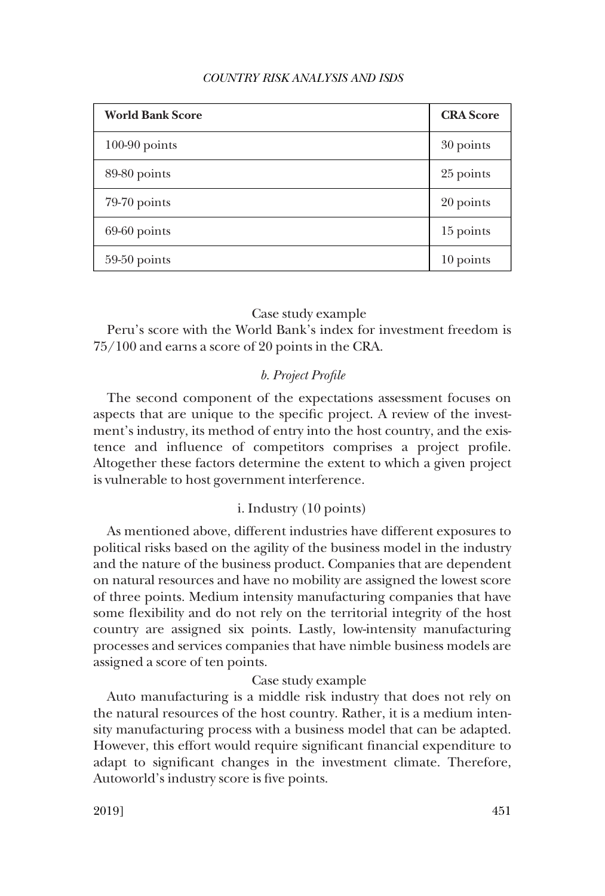| World Bank Score | CRA Score |
|---|---|
| 100-90 points | 30 points |
| 89-80 points | 25 points |
| 79-70 points | 20 points |
| 69-60 points | 15 points |
| 59-50 points | 10 points |

Case study example

Peru's score with the World Bank's index for investment freedom is 75/100 and earns a score of 20 points in the CRA.

#### *b. Project Profile*

The second component of the expectations assessment focuses on aspects that are unique to the specific project. A review of the investment's industry, its method of entry into the host country, and the existence and influence of competitors comprises a project profile. Altogether these factors determine the extent to which a given project is vulnerable to host government interference.

##### i. Industry (10 points)

As mentioned above, different industries have different exposures to political risks based on the agility of the business model in the industry and the nature of the business product. Companies that are dependent on natural resources and have no mobility are assigned the lowest score of three points. Medium intensity manufacturing companies that have some flexibility and do not rely on the territorial integrity of the host country are assigned six points. Lastly, low-intensity manufacturing processes and services companies that have nimble business models are assigned a score of ten points.

Case study example

Auto manufacturing is a middle risk industry that does not rely on the natural resources of the host country. Rather, it is a medium intensity manufacturing process with a business model that can be adapted. However, this effort would require significant financial expenditure to adapt to significant changes in the investment climate. Therefore, Autoworld's industry score is five points.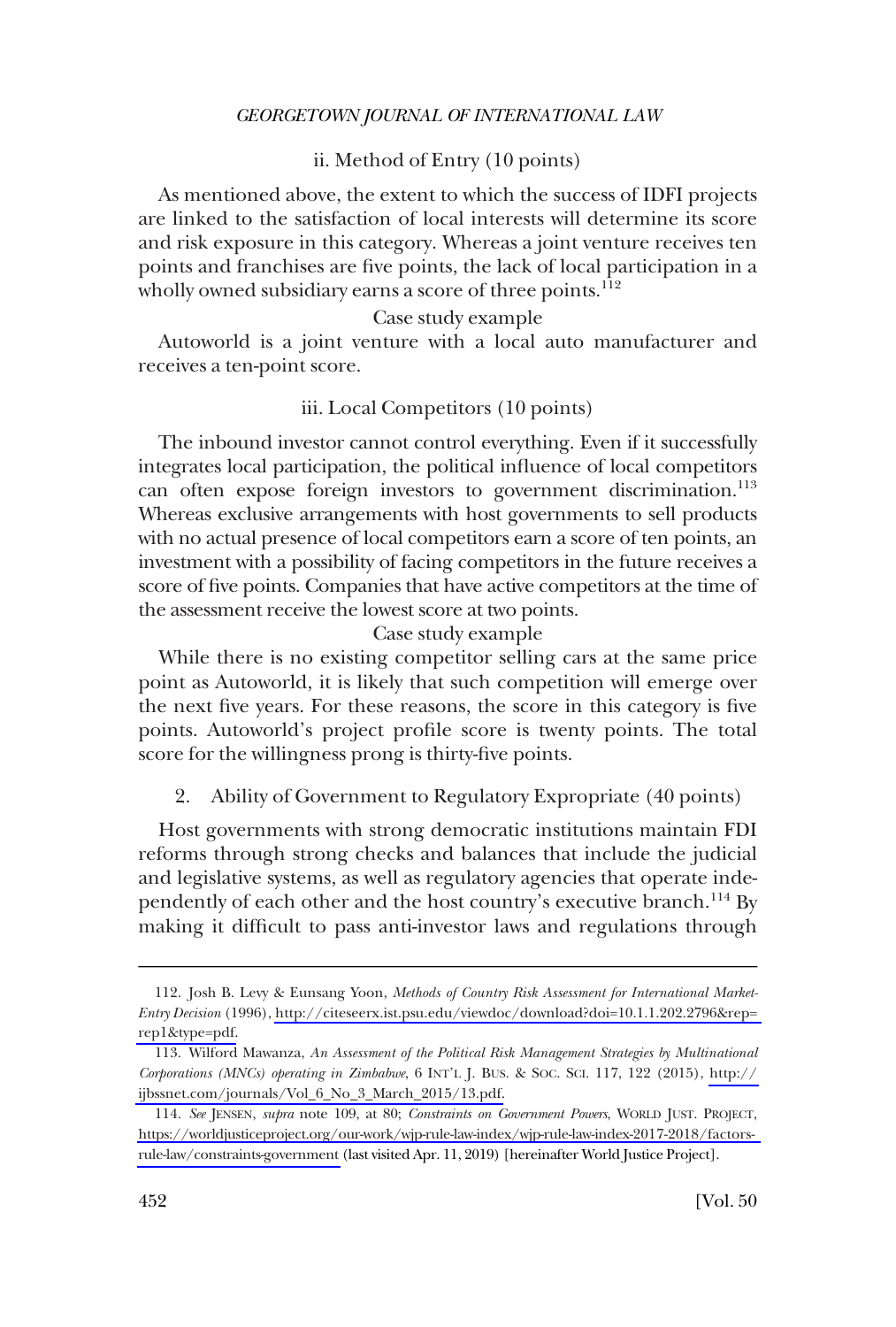#### ii. Method of Entry (10 points)

As mentioned above, the extent to which the success of IDFI projects are linked to the satisfaction of local interests will determine its score and risk exposure in this category. Whereas a joint venture receives ten points and franchises are five points, the lack of local participation in a wholly owned subsidiary earns a score of three points.[112]

Case study example

Autoworld is a joint venture with a local auto manufacturer and receives a ten-point score.

#### iii. Local Competitors (10 points)

The inbound investor cannot control everything. Even if it successfully integrates local participation, the political influence of local competitors can often expose foreign investors to government discrimination.[113] Whereas exclusive arrangements with host governments to sell products with no actual presence of local competitors earn a score of ten points, an investment with a possibility of facing competitors in the future receives a score of five points. Companies that have active competitors at the time of the assessment receive the lowest score at two points.

Case study example

While there is no existing competitor selling cars at the same price point as Autoworld, it is likely that such competition will emerge over the next five years. For these reasons, the score in this category is five points. Autoworld's project profile score is twenty points. The total score for the willingness prong is thirty-five points.

### 2. Ability of Government to Regulatory Expropriate (40 points)

Host governments with strong democratic institutions maintain FDI reforms through strong checks and balances that include the judicial and legislative systems, as well as regulatory agencies that operate independently of each other and the host country's executive branch.[114] By making it difficult to pass anti-investor laws and regulations through

---

112. Josh B. Levy & Eunsang Yoon, *Methods of Country Risk Assessment for International Market-Entry Decision* (1996), http://citeseerx.ist.psu.edu/viewdoc/download?doi=10.1.1.202.2796&rep=rep1&type=pdf.

113. Wilford Mawanza, *An Assessment of the Political Risk Management Strategies by Multinational Corporations (MNCs) operating in Zimbabwe*, 6 INT'L J. BUS. & SOC. SCI. 117, 122 (2015), http://ijbssnet.com/journals/Vol_6_No_3_March_2015/13.pdf.

114. *See* JENSEN, *supra* note 109, at 80; *Constraints on Government Powers*, WORLD JUST. PROJECT, https://worldjusticeproject.org/our-work/wjp-rule-law-index/wjp-rule-law-index-2017-2018/factors-rule-law/constraints-government (last visited Apr. 11, 2019) [hereinafter World Justice Project].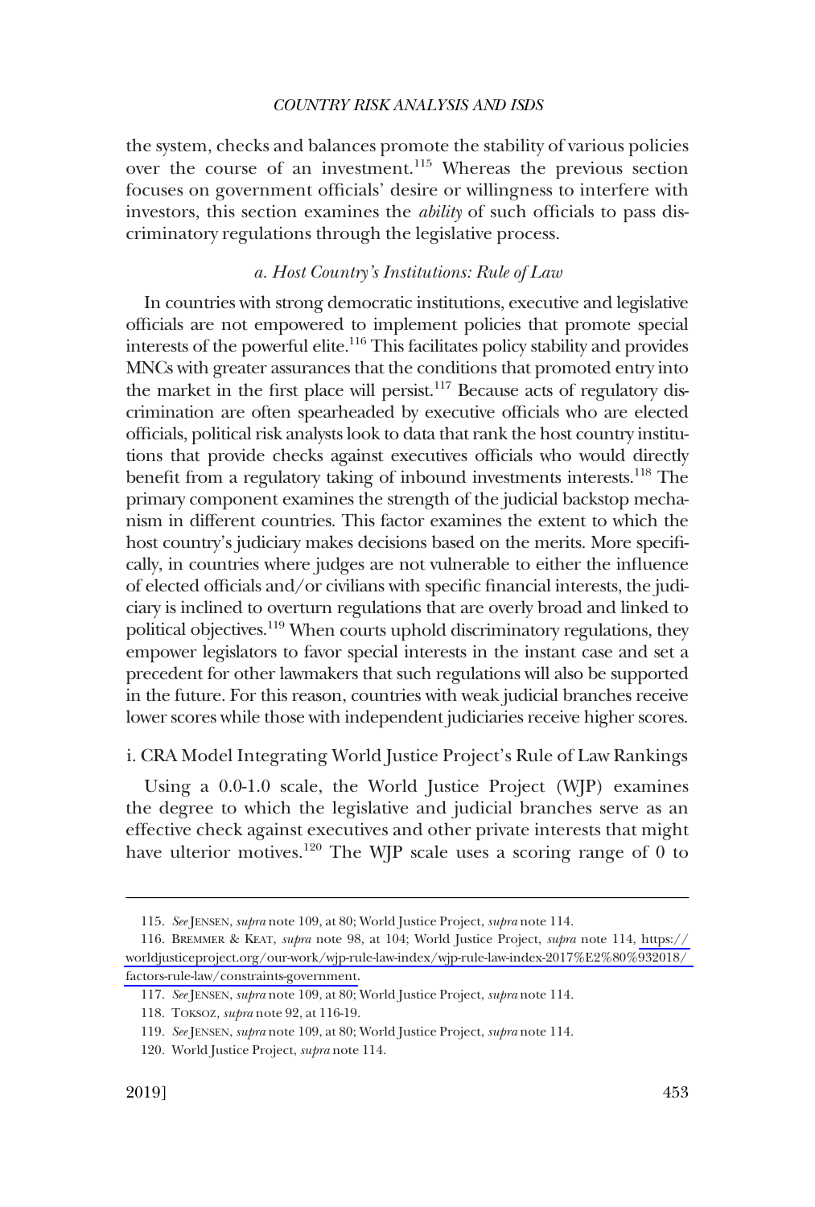the system, checks and balances promote the stability of various policies over the course of an investment.[115] Whereas the previous section focuses on government officials' desire or willingness to interfere with investors, this section examines the *ability* of such officials to pass discriminatory regulations through the legislative process.

### *a. Host Country's Institutions: Rule of Law*

In countries with strong democratic institutions, executive and legislative officials are not empowered to implement policies that promote special interests of the powerful elite.[116] This facilitates policy stability and provides MNCs with greater assurances that the conditions that promoted entry into the market in the first place will persist.[117] Because acts of regulatory discrimination are often spearheaded by executive officials who are elected officials, political risk analysts look to data that rank the host country institutions that provide checks against executives officials who would directly benefit from a regulatory taking of inbound investments interests.[118] The primary component examines the strength of the judicial backstop mechanism in different countries. This factor examines the extent to which the host country's judiciary makes decisions based on the merits. More specifically, in countries where judges are not vulnerable to either the influence of elected officials and/or civilians with specific financial interests, the judiciary is inclined to overturn regulations that are overly broad and linked to political objectives.[119] When courts uphold discriminatory regulations, they empower legislators to favor special interests in the instant case and set a precedent for other lawmakers that such regulations will also be supported in the future. For this reason, countries with weak judicial branches receive lower scores while those with independent judiciaries receive higher scores.

#### i. CRA Model Integrating World Justice Project's Rule of Law Rankings

Using a 0.0-1.0 scale, the World Justice Project (WJP) examines the degree to which the legislative and judicial branches serve as an effective check against executives and other private interests that might have ulterior motives.[120] The WJP scale uses a scoring range of 0 to

---

115. *See* JENSEN, *supra* note 109, at 80; World Justice Project, *supra* note 114.

116. BREMMER & KEAT, *supra* note 98, at 104; World Justice Project, *supra* note 114, https://worldjusticeproject.org/our-work/wjp-rule-law-index/wjp-rule-law-index-2017%E2%80%932018/factors-rule-law/constraints-government.

117. *See* JENSEN, *supra* note 109, at 80; World Justice Project, *supra* note 114.

118. TOKSOZ, *supra* note 92, at 116-19.

119. *See* JENSEN, *supra* note 109, at 80; World Justice Project, *supra* note 114.

120. World Justice Project, *supra* note 114.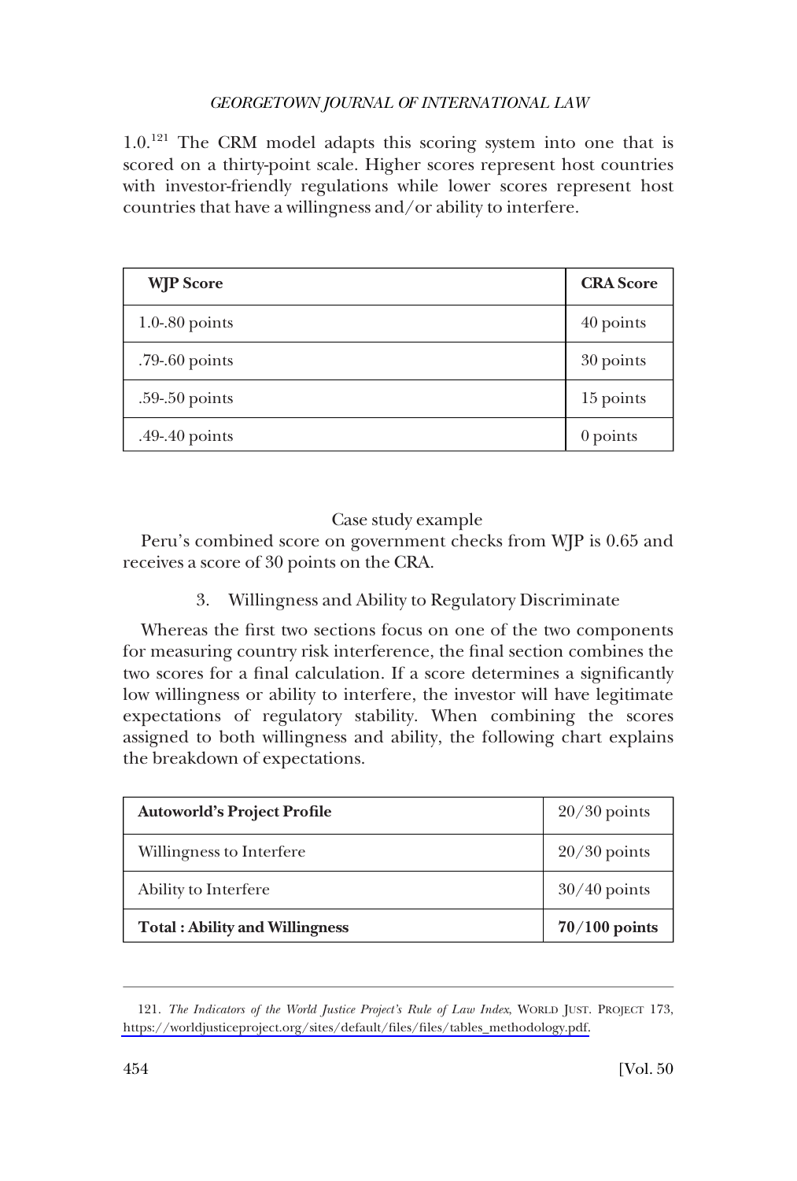1.0.[121] The CRM model adapts this scoring system into one that is scored on a thirty-point scale. Higher scores represent host countries with investor-friendly regulations while lower scores represent host countries that have a willingness and/or ability to interfere.

| WJP Score | CRA Score |
|---|---|
| 1.0-.80 points | 40 points |
| .79-.60 points | 30 points |
| .59-.50 points | 15 points |
| .49-.40 points | 0 points |

Case study example

Peru's combined score on government checks from WJP is 0.65 and receives a score of 30 points on the CRA.

### 3. Willingness and Ability to Regulatory Discriminate

Whereas the first two sections focus on one of the two components for measuring country risk interference, the final section combines the two scores for a final calculation. If a score determines a significantly low willingness or ability to interfere, the investor will have legitimate expectations of regulatory stability. When combining the scores assigned to both willingness and ability, the following chart explains the breakdown of expectations.

| **Autoworld's Project Profile** | 20/30 points |
|---|---|
| Willingness to Interfere | 20/30 points |
| Ability to Interfere | 30/40 points |
| **Total : Ability and Willingness** | **70/100 points** |

121. *The Indicators of the World Justice Project's Rule of Law Index*, WORLD JUST. PROJECT 173, https://worldjusticeproject.org/sites/default/files/files/tables_methodology.pdf.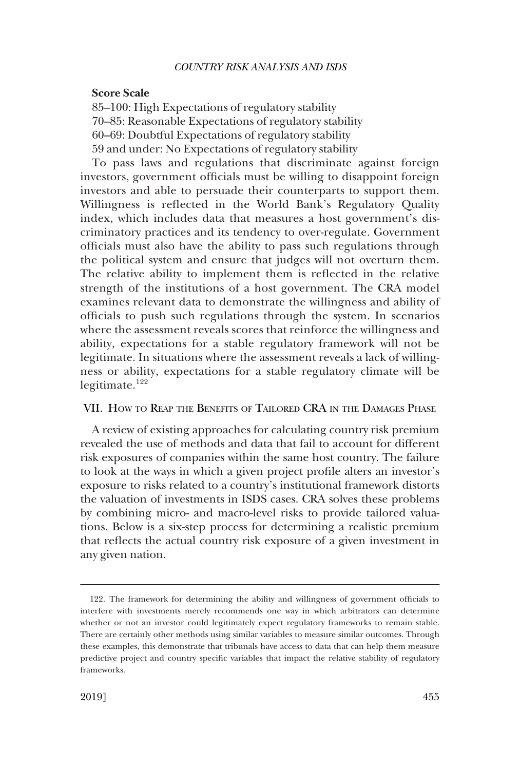**Score Scale**

85–100: High Expectations of regulatory stability
70–85: Reasonable Expectations of regulatory stability
60–69: Doubtful Expectations of regulatory stability
59 and under: No Expectations of regulatory stability

To pass laws and regulations that discriminate against foreign investors, government officials must be willing to disappoint foreign investors and able to persuade their counterparts to support them. Willingness is reflected in the World Bank's Regulatory Quality index, which includes data that measures a host government's discriminatory practices and its tendency to over-regulate. Government officials must also have the ability to pass such regulations through the political system and ensure that judges will not overturn them. The relative ability to implement them is reflected in the relative strength of the institutions of a host government. The CRA model examines relevant data to demonstrate the willingness and ability of officials to push such regulations through the system. In scenarios where the assessment reveals scores that reinforce the willingness and ability, expectations for a stable regulatory framework will not be legitimate. In situations where the assessment reveals a lack of willingness or ability, expectations for a stable regulatory climate will be legitimate.[122]

## VII. How to Reap the Benefits of Tailored CRA in the Damages Phase

A review of existing approaches for calculating country risk premium revealed the use of methods and data that fail to account for different risk exposures of companies within the same host country. The failure to look at the ways in which a given project profile alters an investor's exposure to risks related to a country's institutional framework distorts the valuation of investments in ISDS cases. CRA solves these problems by combining micro- and macro-level risks to provide tailored valuations. Below is a six-step process for determining a realistic premium that reflects the actual country risk exposure of a given investment in any given nation.

---

122. The framework for determining the ability and willingness of government officials to interfere with investments merely recommends one way in which arbitrators can determine whether or not an investor could legitimately expect regulatory frameworks to remain stable. There are certainly other methods using similar variables to measure similar outcomes. Through these examples, this demonstrate that tribunals have access to data that can help them measure predictive project and country specific variables that impact the relative stability of regulatory frameworks.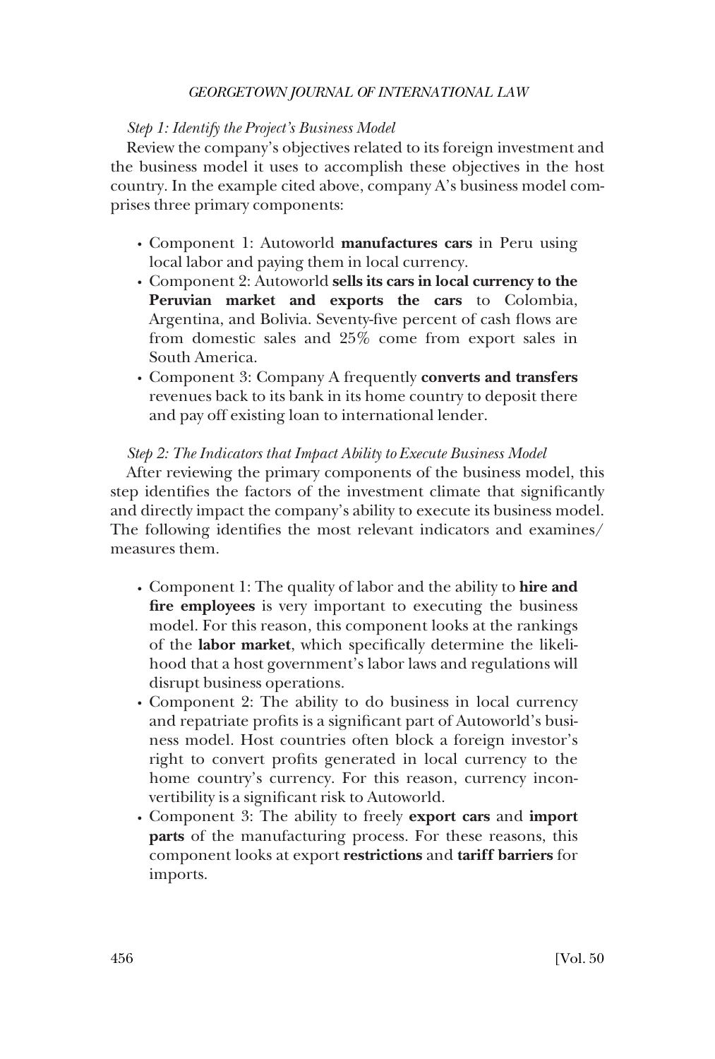*Step 1: Identify the Project's Business Model*

Review the company's objectives related to its foreign investment and the business model it uses to accomplish these objectives in the host country. In the example cited above, company A's business model comprises three primary components:

- Component 1: Autoworld **manufactures cars** in Peru using local labor and paying them in local currency.
- Component 2: Autoworld **sells its cars in local currency to the Peruvian market and exports the cars** to Colombia, Argentina, and Bolivia. Seventy-five percent of cash flows are from domestic sales and 25% come from export sales in South America.
- Component 3: Company A frequently **converts and transfers** revenues back to its bank in its home country to deposit there and pay off existing loan to international lender.

*Step 2: The Indicators that Impact Ability to Execute Business Model*

After reviewing the primary components of the business model, this step identifies the factors of the investment climate that significantly and directly impact the company's ability to execute its business model. The following identifies the most relevant indicators and examines/measures them.

- Component 1: The quality of labor and the ability to **hire and fire employees** is very important to executing the business model. For this reason, this component looks at the rankings of the **labor market**, which specifically determine the likelihood that a host government's labor laws and regulations will disrupt business operations.
- Component 2: The ability to do business in local currency and repatriate profits is a significant part of Autoworld's business model. Host countries often block a foreign investor's right to convert profits generated in local currency to the home country's currency. For this reason, currency inconvertibility is a significant risk to Autoworld.
- Component 3: The ability to freely **export cars** and **import parts** of the manufacturing process. For these reasons, this component looks at export **restrictions** and **tariff barriers** for imports.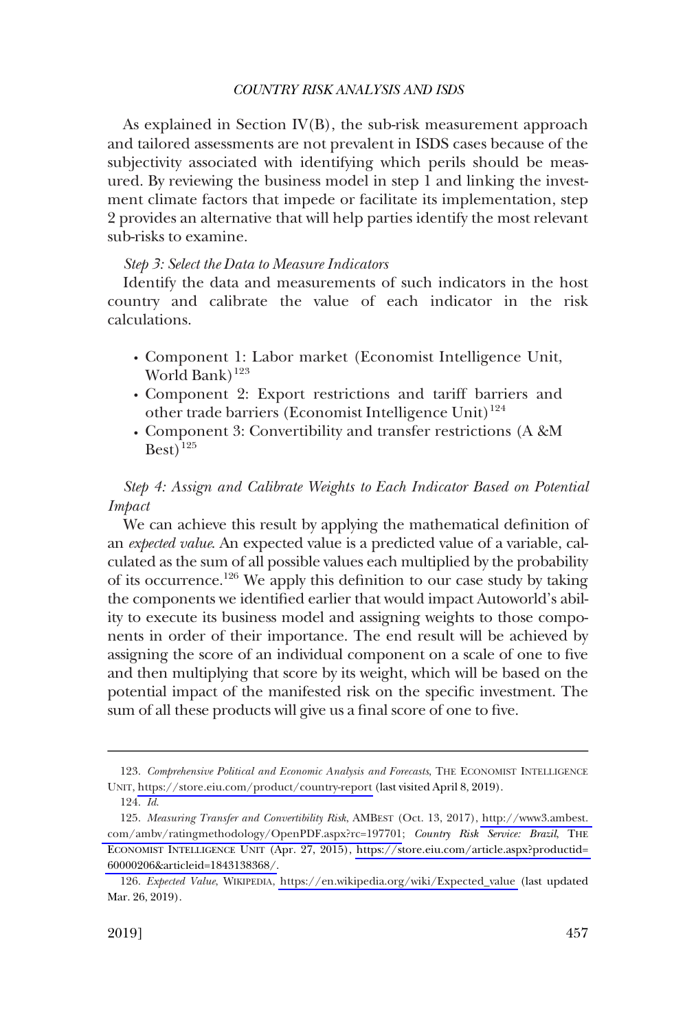As explained in Section IV(B), the sub-risk measurement approach and tailored assessments are not prevalent in ISDS cases because of the subjectivity associated with identifying which perils should be measured. By reviewing the business model in step 1 and linking the investment climate factors that impede or facilitate its implementation, step 2 provides an alternative that will help parties identify the most relevant sub-risks to examine.

*Step 3: Select the Data to Measure Indicators*

Identify the data and measurements of such indicators in the host country and calibrate the value of each indicator in the risk calculations.

- Component 1: Labor market (Economist Intelligence Unit, World Bank)[123]
- Component 2: Export restrictions and tariff barriers and other trade barriers (Economist Intelligence Unit)[124]
- Component 3: Convertibility and transfer restrictions (A &M Best)[125]

*Step 4: Assign and Calibrate Weights to Each Indicator Based on Potential Impact*

We can achieve this result by applying the mathematical definition of an *expected value*. An expected value is a predicted value of a variable, calculated as the sum of all possible values each multiplied by the probability of its occurrence.[126] We apply this definition to our case study by taking the components we identified earlier that would impact Autoworld's ability to execute its business model and assigning weights to those components in order of their importance. The end result will be achieved by assigning the score of an individual component on a scale of one to five and then multiplying that score by its weight, which will be based on the potential impact of the manifested risk on the specific investment. The sum of all these products will give us a final score of one to five.

---

123. *Comprehensive Political and Economic Analysis and Forecasts*, THE ECONOMIST INTELLIGENCE UNIT, https://store.eiu.com/product/country-report (last visited April 8, 2019).

124. *Id.*

125. *Measuring Transfer and Convertibility Risk*, AMBEST (Oct. 13, 2017), http://www3.ambest.com/ambv/ratingmethodology/OpenPDF.aspx?rc=197701; *Country Risk Service: Brazil*, THE ECONOMIST INTELLIGENCE UNIT (Apr. 27, 2015), https://store.eiu.com/article.aspx?productid=60000206&articleid=1843138368/.

126. *Expected Value*, WIKIPEDIA, https://en.wikipedia.org/wiki/Expected_value (last updated Mar. 26, 2019).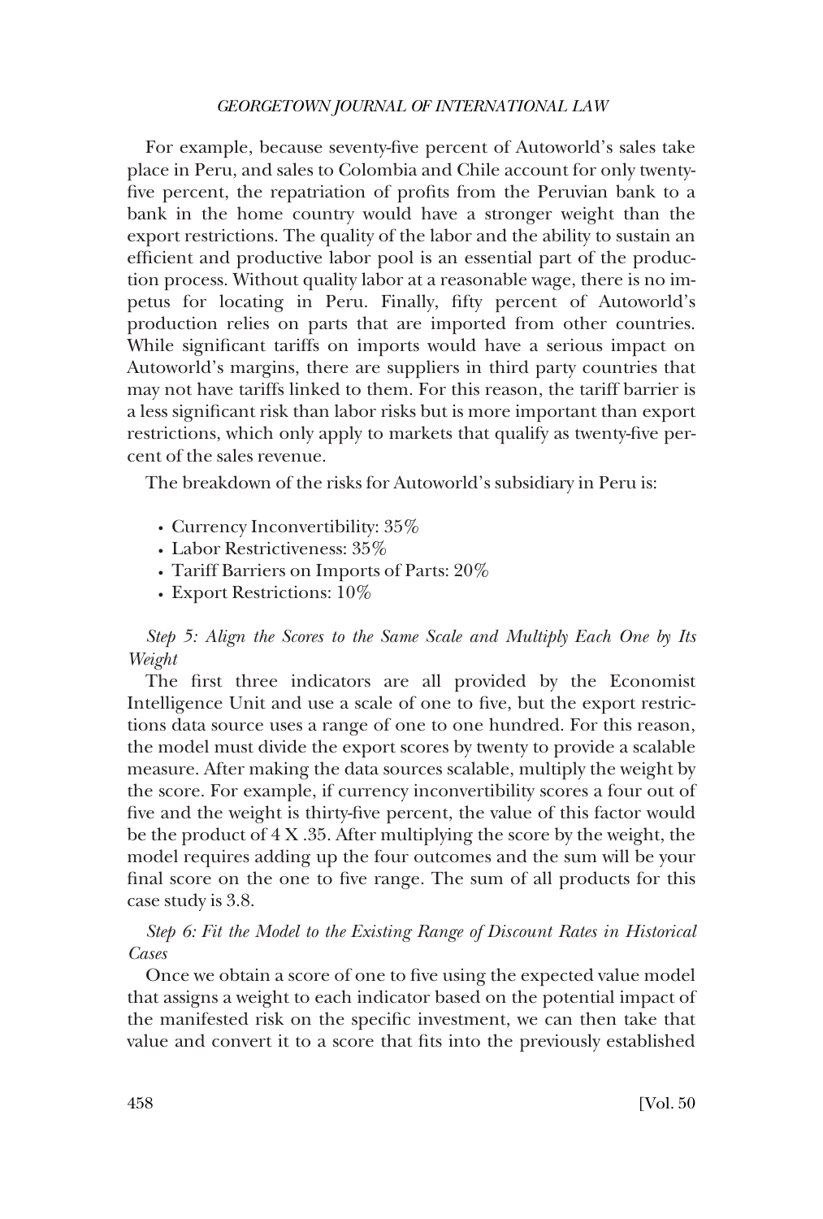For example, because seventy-five percent of Autoworld's sales take place in Peru, and sales to Colombia and Chile account for only twenty-five percent, the repatriation of profits from the Peruvian bank to a bank in the home country would have a stronger weight than the export restrictions. The quality of the labor and the ability to sustain an efficient and productive labor pool is an essential part of the production process. Without quality labor at a reasonable wage, there is no impetus for locating in Peru. Finally, fifty percent of Autoworld's production relies on parts that are imported from other countries. While significant tariffs on imports would have a serious impact on Autoworld's margins, there are suppliers in third party countries that may not have tariffs linked to them. For this reason, the tariff barrier is a less significant risk than labor risks but is more important than export restrictions, which only apply to markets that qualify as twenty-five percent of the sales revenue.

The breakdown of the risks for Autoworld's subsidiary in Peru is:

- Currency Inconvertibility: 35%
- Labor Restrictiveness: 35%
- Tariff Barriers on Imports of Parts: 20%
- Export Restrictions: 10%

*Step 5: Align the Scores to the Same Scale and Multiply Each One by Its Weight*

The first three indicators are all provided by the Economist Intelligence Unit and use a scale of one to five, but the export restrictions data source uses a range of one to one hundred. For this reason, the model must divide the export scores by twenty to provide a scalable measure. After making the data sources scalable, multiply the weight by the score. For example, if currency inconvertibility scores a four out of five and the weight is thirty-five percent, the value of this factor would be the product of 4 X .35. After multiplying the score by the weight, the model requires adding up the four outcomes and the sum will be your final score on the one to five range. The sum of all products for this case study is 3.8.

*Step 6: Fit the Model to the Existing Range of Discount Rates in Historical Cases*

Once we obtain a score of one to five using the expected value model that assigns a weight to each indicator based on the potential impact of the manifested risk on the specific investment, we can then take that value and convert it to a score that fits into the previously established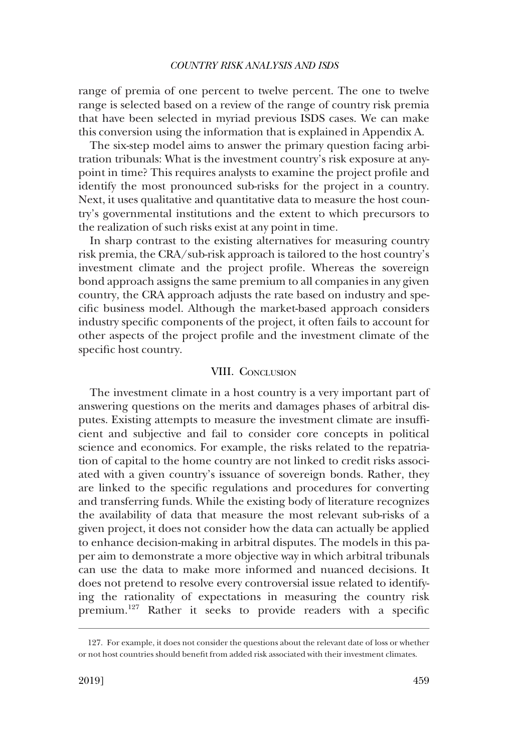range of premia of one percent to twelve percent. The one to twelve range is selected based on a review of the range of country risk premia that have been selected in myriad previous ISDS cases. We can make this conversion using the information that is explained in Appendix A.

The six-step model aims to answer the primary question facing arbitration tribunals: What is the investment country's risk exposure at anypoint in time? This requires analysts to examine the project profile and identify the most pronounced sub-risks for the project in a country. Next, it uses qualitative and quantitative data to measure the host country's governmental institutions and the extent to which precursors to the realization of such risks exist at any point in time.

In sharp contrast to the existing alternatives for measuring country risk premia, the CRA/sub-risk approach is tailored to the host country's investment climate and the project profile. Whereas the sovereign bond approach assigns the same premium to all companies in any given country, the CRA approach adjusts the rate based on industry and specific business model. Although the market-based approach considers industry specific components of the project, it often fails to account for other aspects of the project profile and the investment climate of the specific host country.

## VIII. Conclusion

The investment climate in a host country is a very important part of answering questions on the merits and damages phases of arbitral disputes. Existing attempts to measure the investment climate are insufficient and subjective and fail to consider core concepts in political science and economics. For example, the risks related to the repatriation of capital to the home country are not linked to credit risks associated with a given country's issuance of sovereign bonds. Rather, they are linked to the specific regulations and procedures for converting and transferring funds. While the existing body of literature recognizes the availability of data that measure the most relevant sub-risks of a given project, it does not consider how the data can actually be applied to enhance decision-making in arbitral disputes. The models in this paper aim to demonstrate a more objective way in which arbitral tribunals can use the data to make more informed and nuanced decisions. It does not pretend to resolve every controversial issue related to identifying the rationality of expectations in measuring the country risk premium.[127] Rather it seeks to provide readers with a specific

---

127. For example, it does not consider the questions about the relevant date of loss or whether or not host countries should benefit from added risk associated with their investment climates.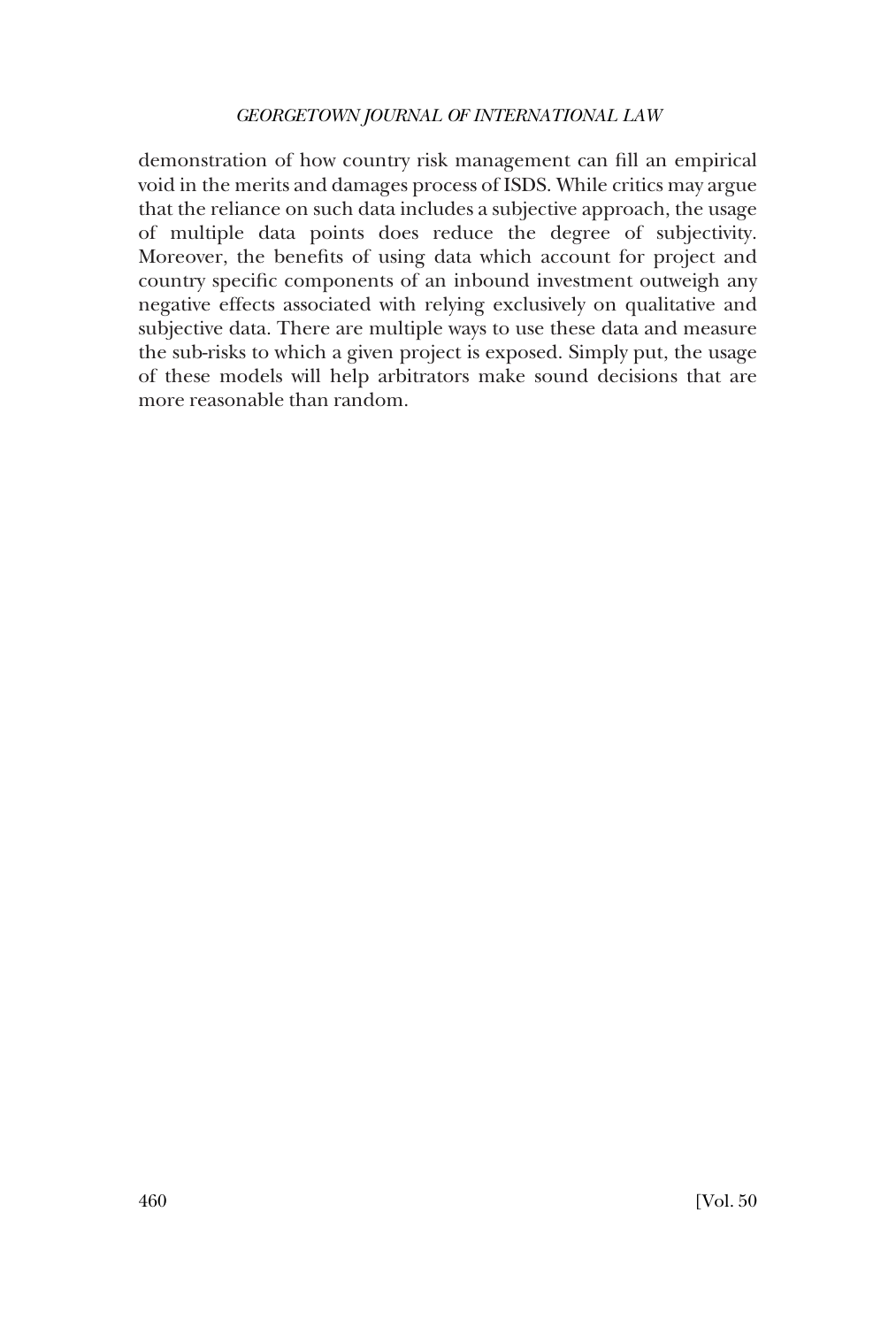demonstration of how country risk management can fill an empirical void in the merits and damages process of ISDS. While critics may argue that the reliance on such data includes a subjective approach, the usage of multiple data points does reduce the degree of subjectivity. Moreover, the benefits of using data which account for project and country specific components of an inbound investment outweigh any negative effects associated with relying exclusively on qualitative and subjective data. There are multiple ways to use these data and measure the sub-risks to which a given project is exposed. Simply put, the usage of these models will help arbitrators make sound decisions that are more reasonable than random.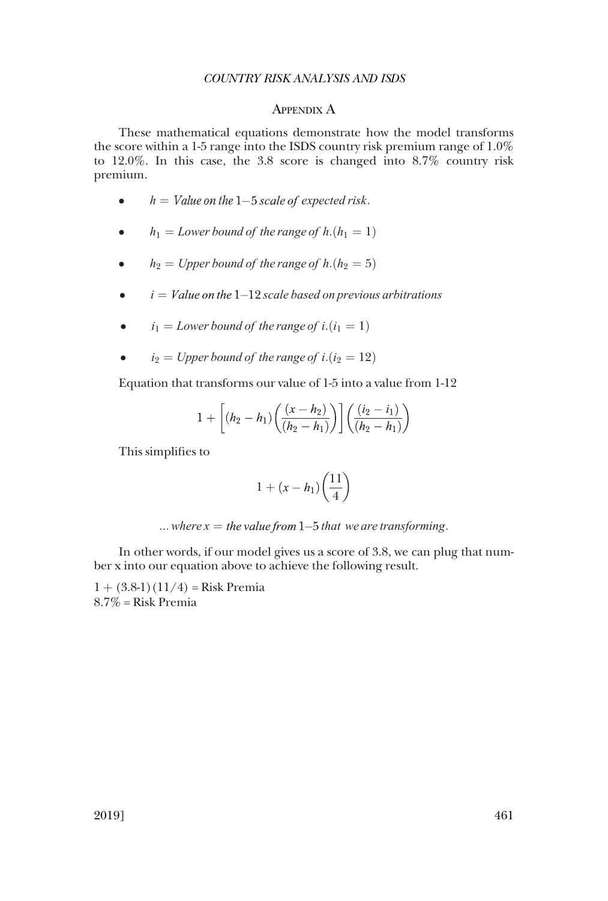## Appendix A

These mathematical equations demonstrate how the model transforms the score within a 1-5 range into the ISDS country risk premium range of 1.0% to 12.0%. In this case, the 3.8 score is changed into 8.7% country risk premium.

- $h = \textit{Value on the } 1\text{–}5 \textit{ scale of expected risk}.$
- $h_1 = \textit{Lower bound of the range of } h.(h_1 = 1)$
- $h_2 = \textit{Upper bound of the range of } h.(h_2 = 5)$
- $i = \textit{Value on the } 1\text{–}12 \textit{ scale based on previous arbitrations}$
- $i_1 = \textit{Lower bound of the range of } i.(i_1 = 1)$
- $i_2 = \textit{Upper bound of the range of } i.(i_2 = 12)$

Equation that transforms our value of 1-5 into a value from 1-12

$$1 + \left[(h_2 - h_1)\left(\frac{(x - h_2)}{(h_2 - h_1)}\right)\right]\left(\frac{(i_2 - i_1)}{(h_2 - h_1)}\right)$$

This simplifies to

$$1 + (x - h_1)\left(\frac{11}{4}\right)$$

$\ldots \textit{where } x = \textit{the value from } 1\text{–}5 \textit{ that we are transforming}.$

In other words, if our model gives us a score of 3.8, we can plug that number x into our equation above to achieve the following result.

$1 + (3.8\text{-}1)(11/4)$ = Risk Premia
8.7% = Risk Premia